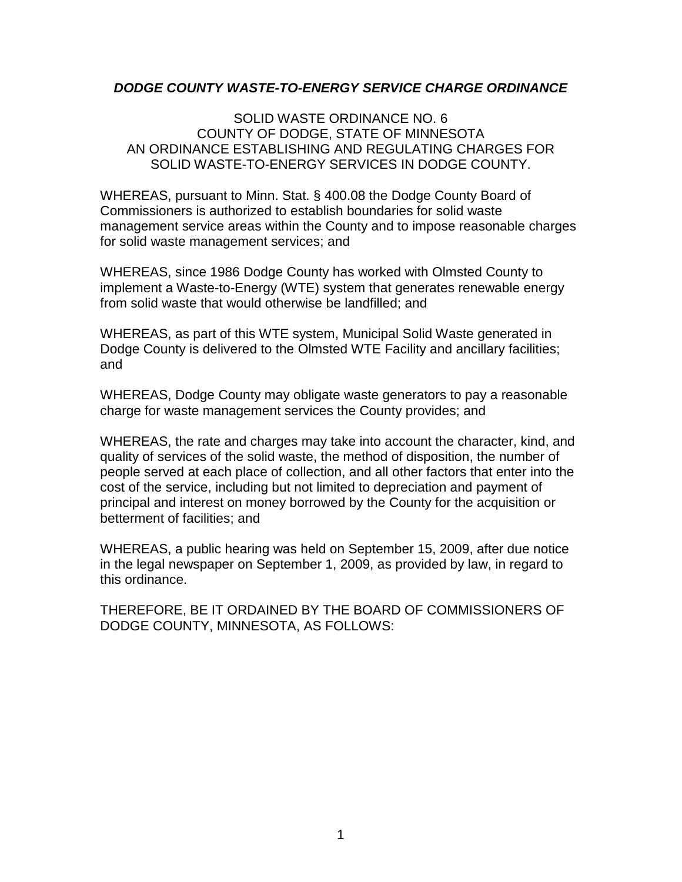# ***DODGE COUNTY WASTE-TO-ENERGY SERVICE CHARGE ORDINANCE***

SOLID WASTE ORDINANCE NO. 6
COUNTY OF DODGE, STATE OF MINNESOTA
AN ORDINANCE ESTABLISHING AND REGULATING CHARGES FOR SOLID WASTE-TO-ENERGY SERVICES IN DODGE COUNTY.

WHEREAS, pursuant to Minn. Stat. § 400.08 the Dodge County Board of Commissioners is authorized to establish boundaries for solid waste management service areas within the County and to impose reasonable charges for solid waste management services; and

WHEREAS, since 1986 Dodge County has worked with Olmsted County to implement a Waste-to-Energy (WTE) system that generates renewable energy from solid waste that would otherwise be landfilled; and

WHEREAS, as part of this WTE system, Municipal Solid Waste generated in Dodge County is delivered to the Olmsted WTE Facility and ancillary facilities; and

WHEREAS, Dodge County may obligate waste generators to pay a reasonable charge for waste management services the County provides; and

WHEREAS, the rate and charges may take into account the character, kind, and quality of services of the solid waste, the method of disposition, the number of people served at each place of collection, and all other factors that enter into the cost of the service, including but not limited to depreciation and payment of principal and interest on money borrowed by the County for the acquisition or betterment of facilities; and

WHEREAS, a public hearing was held on September 15, 2009, after due notice in the legal newspaper on September 1, 2009, as provided by law, in regard to this ordinance.

THEREFORE, BE IT ORDAINED BY THE BOARD OF COMMISSIONERS OF DODGE COUNTY, MINNESOTA, AS FOLLOWS: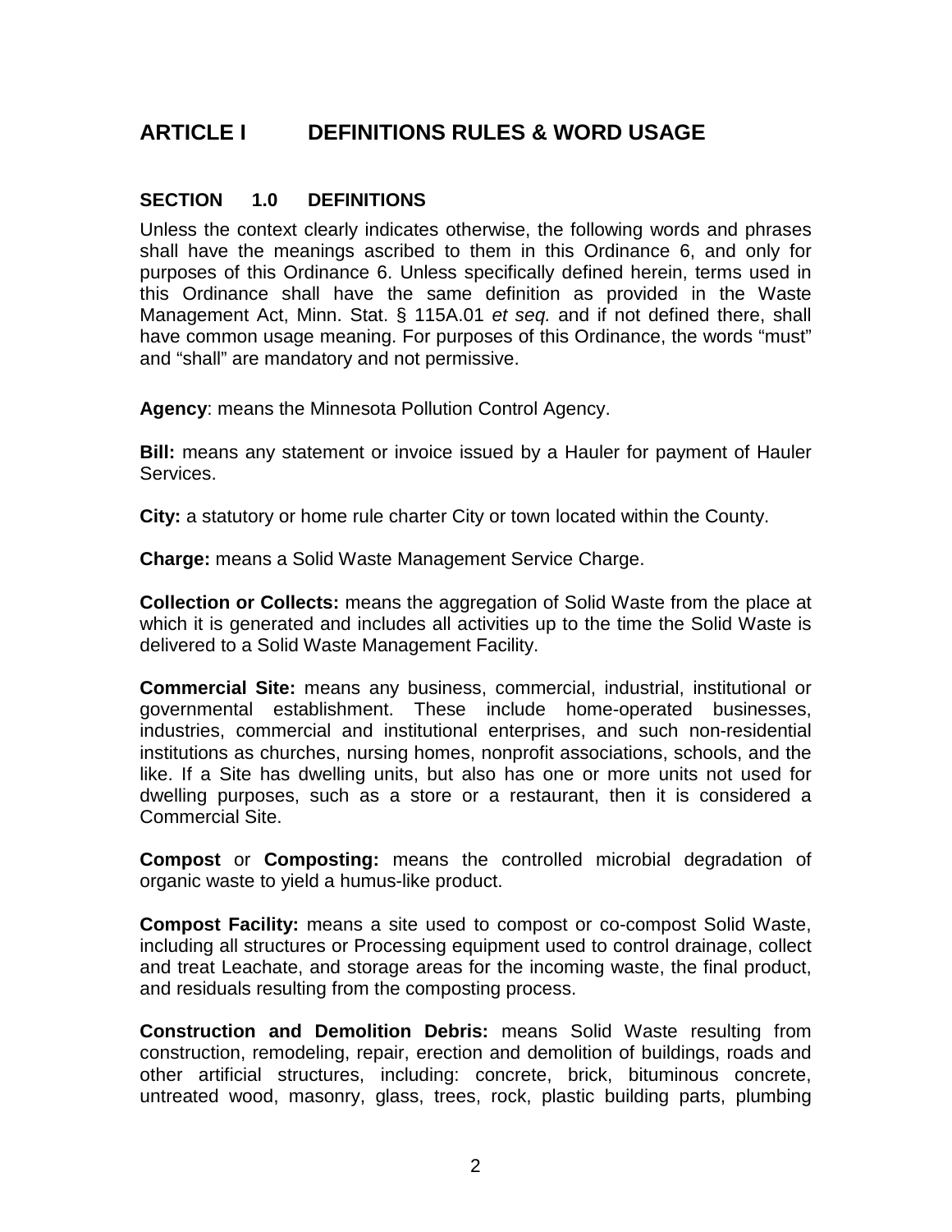## ARTICLE I DEFINITIONS RULES & WORD USAGE

### SECTION 1.0 DEFINITIONS

Unless the context clearly indicates otherwise, the following words and phrases shall have the meanings ascribed to them in this Ordinance 6, and only for purposes of this Ordinance 6. Unless specifically defined herein, terms used in this Ordinance shall have the same definition as provided in the Waste Management Act, Minn. Stat. § 115A.01 *et seq.* and if not defined there, shall have common usage meaning. For purposes of this Ordinance, the words "must" and "shall" are mandatory and not permissive.

**Agency**: means the Minnesota Pollution Control Agency.

**Bill:** means any statement or invoice issued by a Hauler for payment of Hauler Services.

**City:** a statutory or home rule charter City or town located within the County.

**Charge:** means a Solid Waste Management Service Charge.

**Collection or Collects:** means the aggregation of Solid Waste from the place at which it is generated and includes all activities up to the time the Solid Waste is delivered to a Solid Waste Management Facility.

**Commercial Site:** means any business, commercial, industrial, institutional or governmental establishment. These include home-operated businesses, industries, commercial and institutional enterprises, and such non-residential institutions as churches, nursing homes, nonprofit associations, schools, and the like. If a Site has dwelling units, but also has one or more units not used for dwelling purposes, such as a store or a restaurant, then it is considered a Commercial Site.

**Compost** or **Composting:** means the controlled microbial degradation of organic waste to yield a humus-like product.

**Compost Facility:** means a site used to compost or co-compost Solid Waste, including all structures or Processing equipment used to control drainage, collect and treat Leachate, and storage areas for the incoming waste, the final product, and residuals resulting from the composting process.

**Construction and Demolition Debris:** means Solid Waste resulting from construction, remodeling, repair, erection and demolition of buildings, roads and other artificial structures, including: concrete, brick, bituminous concrete, untreated wood, masonry, glass, trees, rock, plastic building parts, plumbing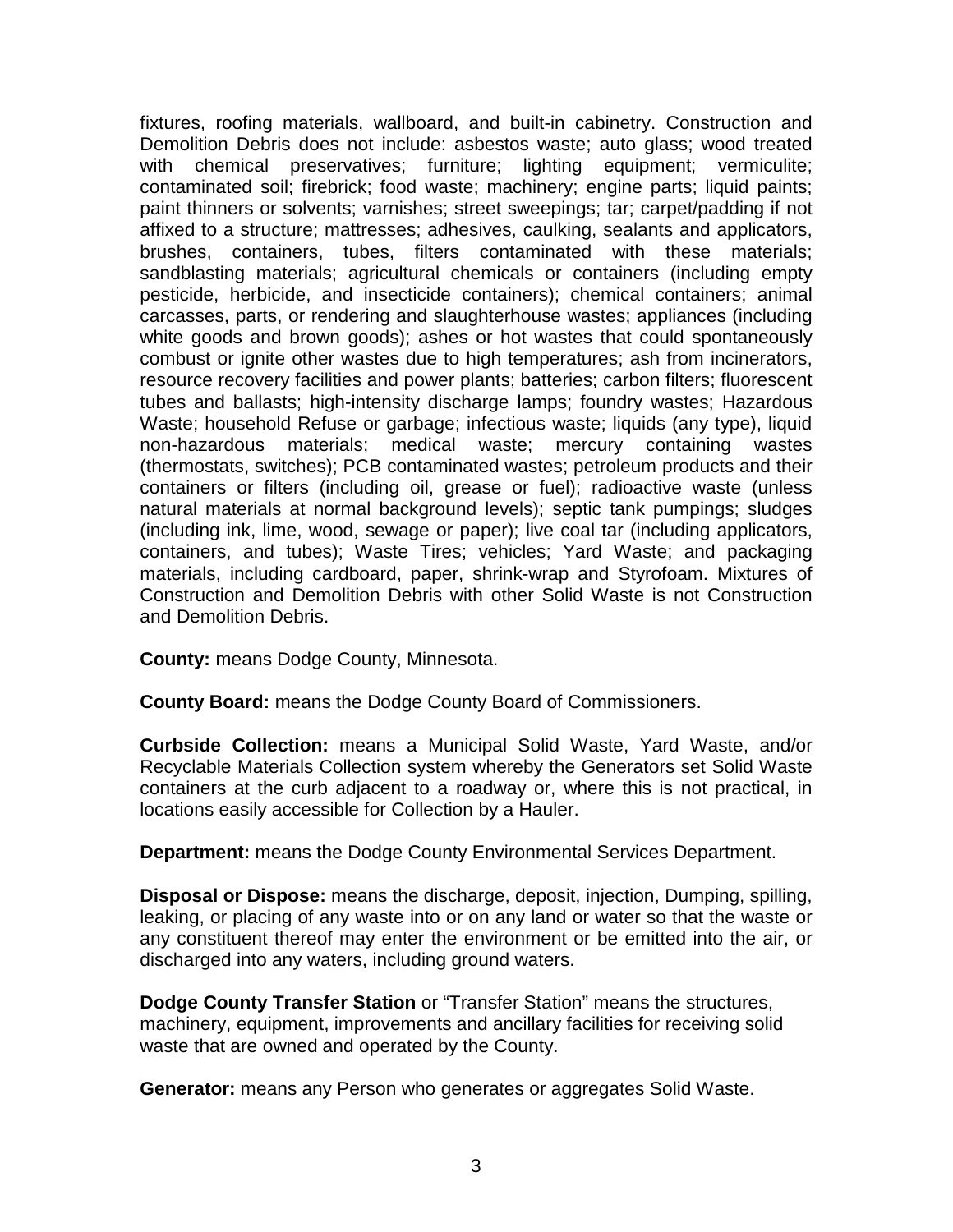fixtures, roofing materials, wallboard, and built-in cabinetry. Construction and Demolition Debris does not include: asbestos waste; auto glass; wood treated with chemical preservatives; furniture; lighting equipment; vermiculite; contaminated soil; firebrick; food waste; machinery; engine parts; liquid paints; paint thinners or solvents; varnishes; street sweepings; tar; carpet/padding if not affixed to a structure; mattresses; adhesives, caulking, sealants and applicators, brushes, containers, tubes, filters contaminated with these materials; sandblasting materials; agricultural chemicals or containers (including empty pesticide, herbicide, and insecticide containers); chemical containers; animal carcasses, parts, or rendering and slaughterhouse wastes; appliances (including white goods and brown goods); ashes or hot wastes that could spontaneously combust or ignite other wastes due to high temperatures; ash from incinerators, resource recovery facilities and power plants; batteries; carbon filters; fluorescent tubes and ballasts; high-intensity discharge lamps; foundry wastes; Hazardous Waste; household Refuse or garbage; infectious waste; liquids (any type), liquid non-hazardous materials; medical waste; mercury containing wastes (thermostats, switches); PCB contaminated wastes; petroleum products and their containers or filters (including oil, grease or fuel); radioactive waste (unless natural materials at normal background levels); septic tank pumpings; sludges (including ink, lime, wood, sewage or paper); live coal tar (including applicators, containers, and tubes); Waste Tires; vehicles; Yard Waste; and packaging materials, including cardboard, paper, shrink-wrap and Styrofoam. Mixtures of Construction and Demolition Debris with other Solid Waste is not Construction and Demolition Debris.

**County:** means Dodge County, Minnesota.

**County Board:** means the Dodge County Board of Commissioners.

**Curbside Collection:** means a Municipal Solid Waste, Yard Waste, and/or Recyclable Materials Collection system whereby the Generators set Solid Waste containers at the curb adjacent to a roadway or, where this is not practical, in locations easily accessible for Collection by a Hauler.

**Department:** means the Dodge County Environmental Services Department.

**Disposal or Dispose:** means the discharge, deposit, injection, Dumping, spilling, leaking, or placing of any waste into or on any land or water so that the waste or any constituent thereof may enter the environment or be emitted into the air, or discharged into any waters, including ground waters.

**Dodge County Transfer Station** or "Transfer Station" means the structures, machinery, equipment, improvements and ancillary facilities for receiving solid waste that are owned and operated by the County.

**Generator:** means any Person who generates or aggregates Solid Waste.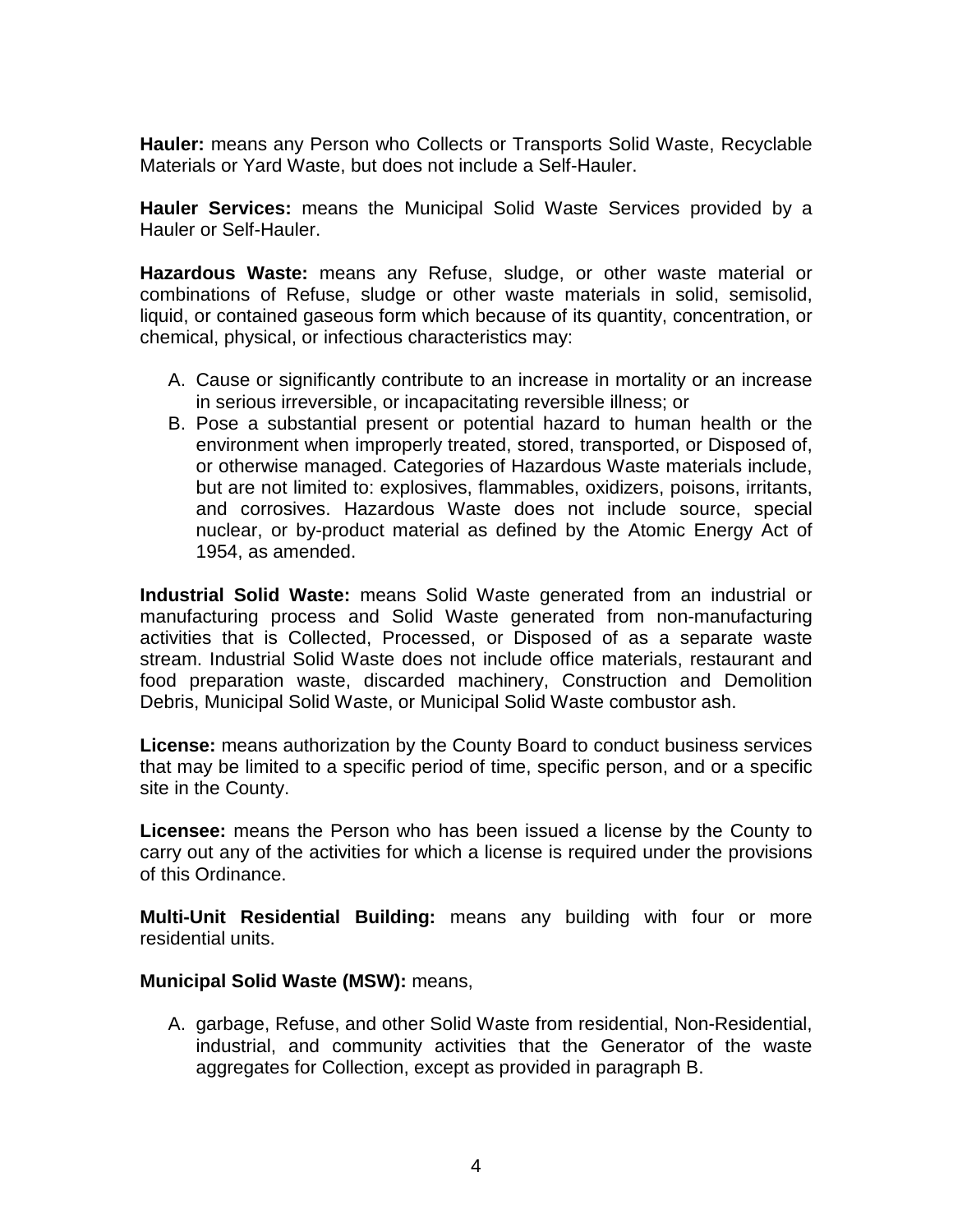**Hauler:** means any Person who Collects or Transports Solid Waste, Recyclable Materials or Yard Waste, but does not include a Self-Hauler.

**Hauler Services:** means the Municipal Solid Waste Services provided by a Hauler or Self-Hauler.

**Hazardous Waste:** means any Refuse, sludge, or other waste material or combinations of Refuse, sludge or other waste materials in solid, semisolid, liquid, or contained gaseous form which because of its quantity, concentration, or chemical, physical, or infectious characteristics may:

A. Cause or significantly contribute to an increase in mortality or an increase in serious irreversible, or incapacitating reversible illness; or
B. Pose a substantial present or potential hazard to human health or the environment when improperly treated, stored, transported, or Disposed of, or otherwise managed. Categories of Hazardous Waste materials include, but are not limited to: explosives, flammables, oxidizers, poisons, irritants, and corrosives. Hazardous Waste does not include source, special nuclear, or by-product material as defined by the Atomic Energy Act of 1954, as amended.

**Industrial Solid Waste:** means Solid Waste generated from an industrial or manufacturing process and Solid Waste generated from non-manufacturing activities that is Collected, Processed, or Disposed of as a separate waste stream. Industrial Solid Waste does not include office materials, restaurant and food preparation waste, discarded machinery, Construction and Demolition Debris, Municipal Solid Waste, or Municipal Solid Waste combustor ash.

**License:** means authorization by the County Board to conduct business services that may be limited to a specific period of time, specific person, and or a specific site in the County.

**Licensee:** means the Person who has been issued a license by the County to carry out any of the activities for which a license is required under the provisions of this Ordinance.

**Multi-Unit Residential Building:** means any building with four or more residential units.

**Municipal Solid Waste (MSW):** means,

A. garbage, Refuse, and other Solid Waste from residential, Non-Residential, industrial, and community activities that the Generator of the waste aggregates for Collection, except as provided in paragraph B.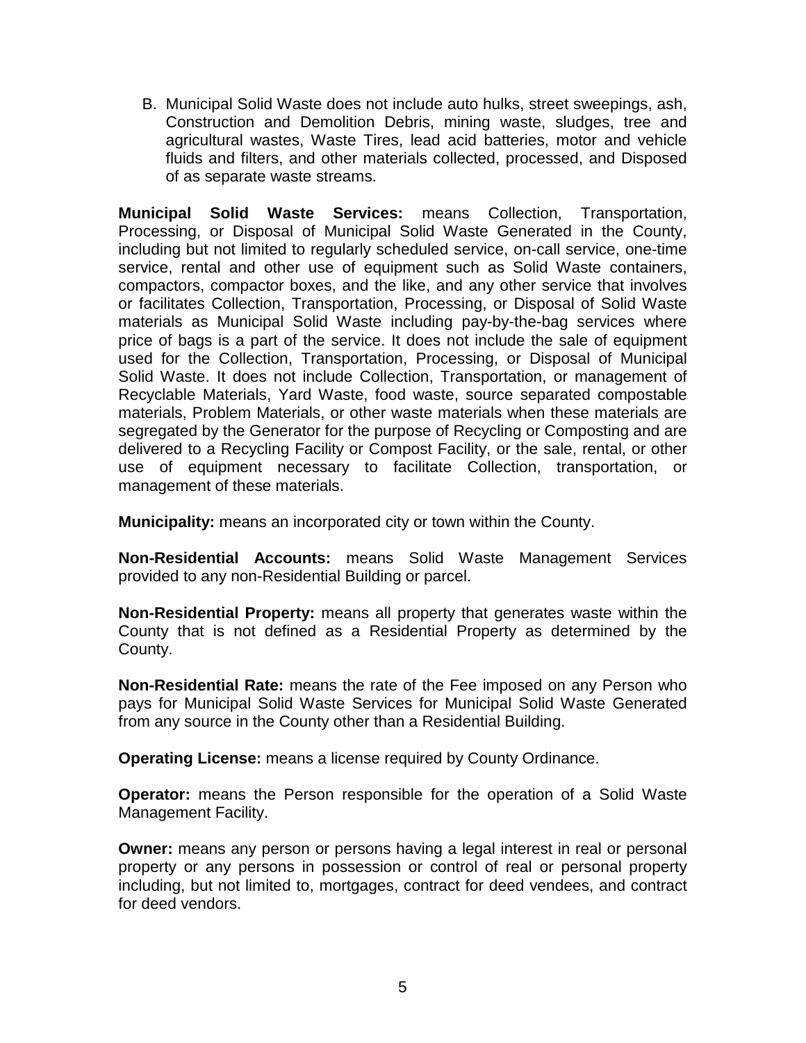B. Municipal Solid Waste does not include auto hulks, street sweepings, ash, Construction and Demolition Debris, mining waste, sludges, tree and agricultural wastes, Waste Tires, lead acid batteries, motor and vehicle fluids and filters, and other materials collected, processed, and Disposed of as separate waste streams.

**Municipal Solid Waste Services:** means Collection, Transportation, Processing, or Disposal of Municipal Solid Waste Generated in the County, including but not limited to regularly scheduled service, on-call service, one-time service, rental and other use of equipment such as Solid Waste containers, compactors, compactor boxes, and the like, and any other service that involves or facilitates Collection, Transportation, Processing, or Disposal of Solid Waste materials as Municipal Solid Waste including pay-by-the-bag services where price of bags is a part of the service. It does not include the sale of equipment used for the Collection, Transportation, Processing, or Disposal of Municipal Solid Waste. It does not include Collection, Transportation, or management of Recyclable Materials, Yard Waste, food waste, source separated compostable materials, Problem Materials, or other waste materials when these materials are segregated by the Generator for the purpose of Recycling or Composting and are delivered to a Recycling Facility or Compost Facility, or the sale, rental, or other use of equipment necessary to facilitate Collection, transportation, or management of these materials.

**Municipality:** means an incorporated city or town within the County.

**Non-Residential Accounts:** means Solid Waste Management Services provided to any non-Residential Building or parcel.

**Non-Residential Property:** means all property that generates waste within the County that is not defined as a Residential Property as determined by the County.

**Non-Residential Rate:** means the rate of the Fee imposed on any Person who pays for Municipal Solid Waste Services for Municipal Solid Waste Generated from any source in the County other than a Residential Building.

**Operating License:** means a license required by County Ordinance.

**Operator:** means the Person responsible for the operation of a Solid Waste Management Facility.

**Owner:** means any person or persons having a legal interest in real or personal property or any persons in possession or control of real or personal property including, but not limited to, mortgages, contract for deed vendees, and contract for deed vendors.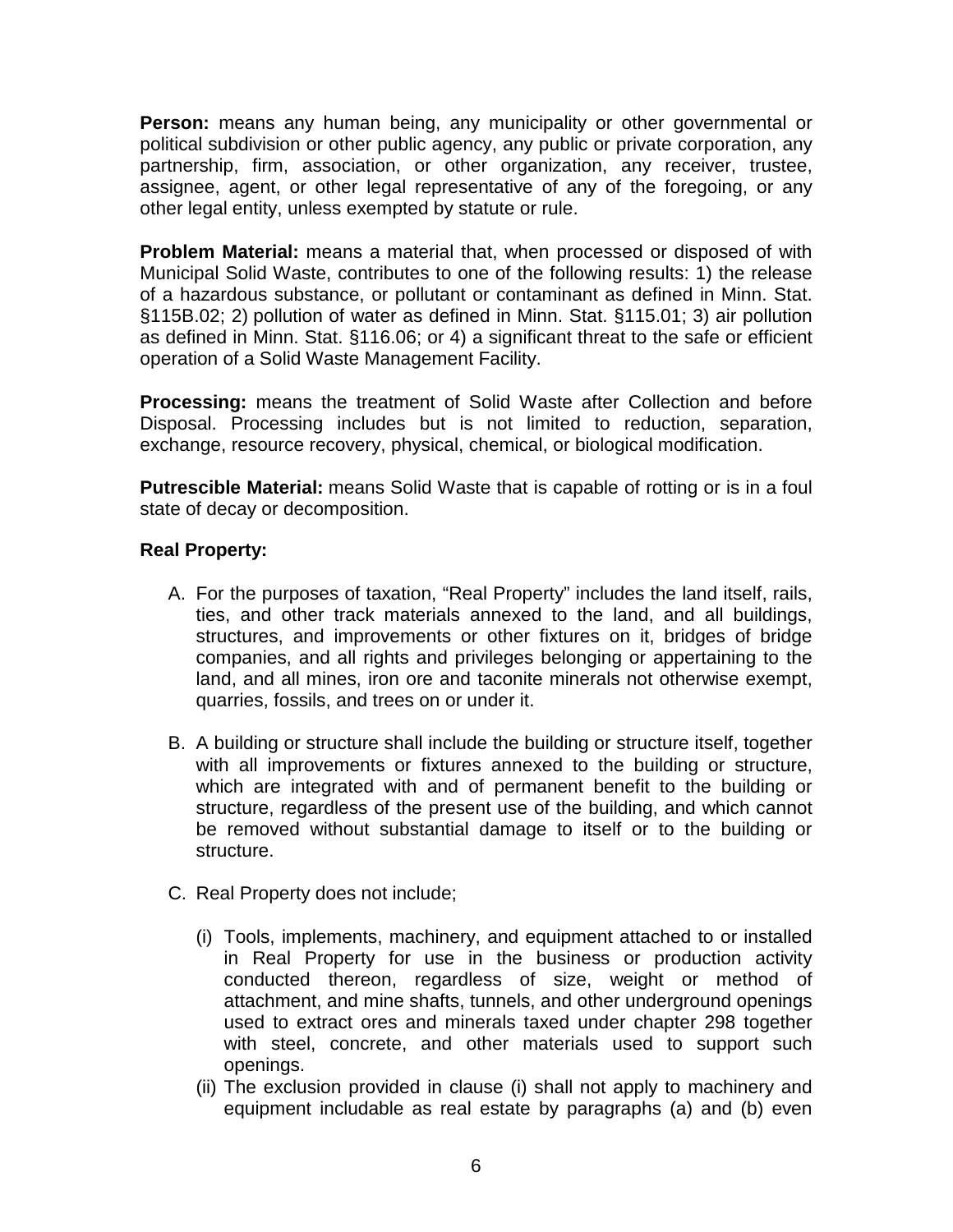**Person:** means any human being, any municipality or other governmental or political subdivision or other public agency, any public or private corporation, any partnership, firm, association, or other organization, any receiver, trustee, assignee, agent, or other legal representative of any of the foregoing, or any other legal entity, unless exempted by statute or rule.

**Problem Material:** means a material that, when processed or disposed of with Municipal Solid Waste, contributes to one of the following results: 1) the release of a hazardous substance, or pollutant or contaminant as defined in Minn. Stat. §115B.02; 2) pollution of water as defined in Minn. Stat. §115.01; 3) air pollution as defined in Minn. Stat. §116.06; or 4) a significant threat to the safe or efficient operation of a Solid Waste Management Facility.

**Processing:** means the treatment of Solid Waste after Collection and before Disposal. Processing includes but is not limited to reduction, separation, exchange, resource recovery, physical, chemical, or biological modification.

**Putrescible Material:** means Solid Waste that is capable of rotting or is in a foul state of decay or decomposition.

**Real Property:**

A. For the purposes of taxation, "Real Property" includes the land itself, rails, ties, and other track materials annexed to the land, and all buildings, structures, and improvements or other fixtures on it, bridges of bridge companies, and all rights and privileges belonging or appertaining to the land, and all mines, iron ore and taconite minerals not otherwise exempt, quarries, fossils, and trees on or under it.

B. A building or structure shall include the building or structure itself, together with all improvements or fixtures annexed to the building or structure, which are integrated with and of permanent benefit to the building or structure, regardless of the present use of the building, and which cannot be removed without substantial damage to itself or to the building or structure.

C. Real Property does not include;

   (i) Tools, implements, machinery, and equipment attached to or installed in Real Property for use in the business or production activity conducted thereon, regardless of size, weight or method of attachment, and mine shafts, tunnels, and other underground openings used to extract ores and minerals taxed under chapter 298 together with steel, concrete, and other materials used to support such openings.

   (ii) The exclusion provided in clause (i) shall not apply to machinery and equipment includable as real estate by paragraphs (a) and (b) even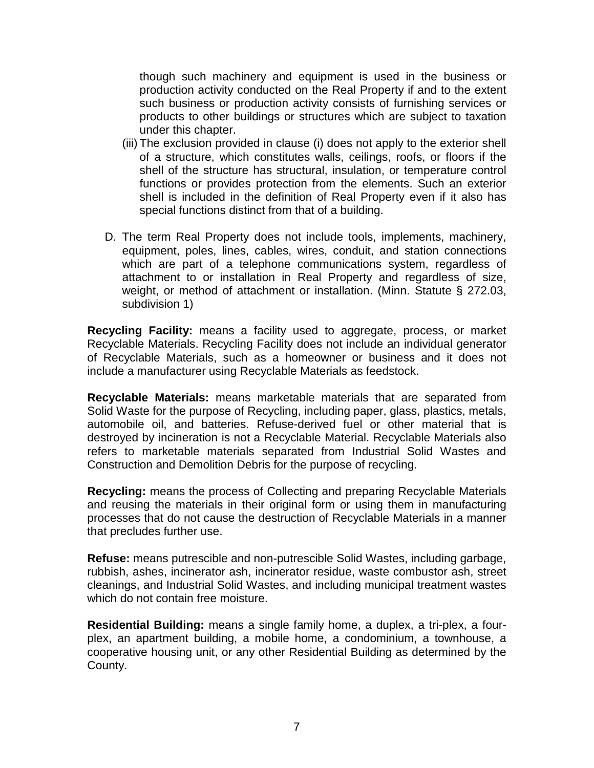though such machinery and equipment is used in the business or production activity conducted on the Real Property if and to the extent such business or production activity consists of furnishing services or products to other buildings or structures which are subject to taxation under this chapter.

(iii) The exclusion provided in clause (i) does not apply to the exterior shell of a structure, which constitutes walls, ceilings, roofs, or floors if the shell of the structure has structural, insulation, or temperature control functions or provides protection from the elements. Such an exterior shell is included in the definition of Real Property even if it also has special functions distinct from that of a building.

D. The term Real Property does not include tools, implements, machinery, equipment, poles, lines, cables, wires, conduit, and station connections which are part of a telephone communications system, regardless of attachment to or installation in Real Property and regardless of size, weight, or method of attachment or installation. (Minn. Statute § 272.03, subdivision 1)

**Recycling Facility:** means a facility used to aggregate, process, or market Recyclable Materials. Recycling Facility does not include an individual generator of Recyclable Materials, such as a homeowner or business and it does not include a manufacturer using Recyclable Materials as feedstock.

**Recyclable Materials:** means marketable materials that are separated from Solid Waste for the purpose of Recycling, including paper, glass, plastics, metals, automobile oil, and batteries. Refuse-derived fuel or other material that is destroyed by incineration is not a Recyclable Material. Recyclable Materials also refers to marketable materials separated from Industrial Solid Wastes and Construction and Demolition Debris for the purpose of recycling.

**Recycling:** means the process of Collecting and preparing Recyclable Materials and reusing the materials in their original form or using them in manufacturing processes that do not cause the destruction of Recyclable Materials in a manner that precludes further use.

**Refuse:** means putrescible and non-putrescible Solid Wastes, including garbage, rubbish, ashes, incinerator ash, incinerator residue, waste combustor ash, street cleanings, and Industrial Solid Wastes, and including municipal treatment wastes which do not contain free moisture.

**Residential Building:** means a single family home, a duplex, a tri-plex, a four-plex, an apartment building, a mobile home, a condominium, a townhouse, a cooperative housing unit, or any other Residential Building as determined by the County.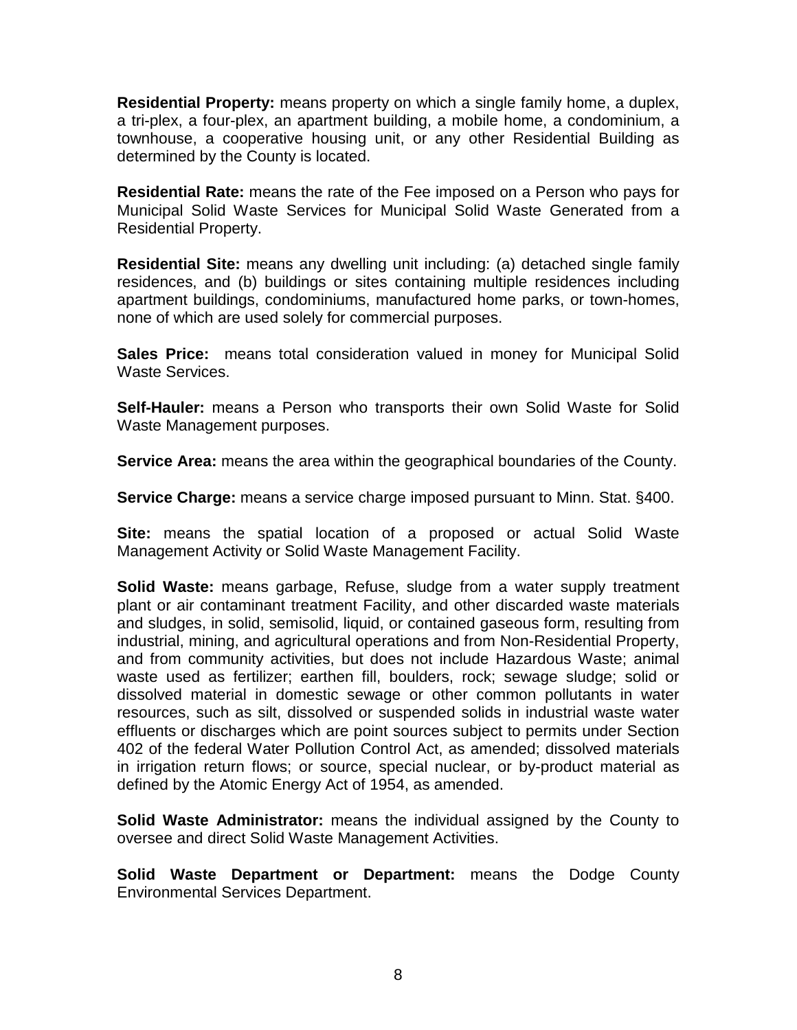**Residential Property:** means property on which a single family home, a duplex, a tri-plex, a four-plex, an apartment building, a mobile home, a condominium, a townhouse, a cooperative housing unit, or any other Residential Building as determined by the County is located.

**Residential Rate:** means the rate of the Fee imposed on a Person who pays for Municipal Solid Waste Services for Municipal Solid Waste Generated from a Residential Property.

**Residential Site:** means any dwelling unit including: (a) detached single family residences, and (b) buildings or sites containing multiple residences including apartment buildings, condominiums, manufactured home parks, or town-homes, none of which are used solely for commercial purposes.

**Sales Price:** means total consideration valued in money for Municipal Solid Waste Services.

**Self-Hauler:** means a Person who transports their own Solid Waste for Solid Waste Management purposes.

**Service Area:** means the area within the geographical boundaries of the County.

**Service Charge:** means a service charge imposed pursuant to Minn. Stat. §400.

**Site:** means the spatial location of a proposed or actual Solid Waste Management Activity or Solid Waste Management Facility.

**Solid Waste:** means garbage, Refuse, sludge from a water supply treatment plant or air contaminant treatment Facility, and other discarded waste materials and sludges, in solid, semisolid, liquid, or contained gaseous form, resulting from industrial, mining, and agricultural operations and from Non-Residential Property, and from community activities, but does not include Hazardous Waste; animal waste used as fertilizer; earthen fill, boulders, rock; sewage sludge; solid or dissolved material in domestic sewage or other common pollutants in water resources, such as silt, dissolved or suspended solids in industrial waste water effluents or discharges which are point sources subject to permits under Section 402 of the federal Water Pollution Control Act, as amended; dissolved materials in irrigation return flows; or source, special nuclear, or by-product material as defined by the Atomic Energy Act of 1954, as amended.

**Solid Waste Administrator:** means the individual assigned by the County to oversee and direct Solid Waste Management Activities.

**Solid Waste Department or Department:** means the Dodge County Environmental Services Department.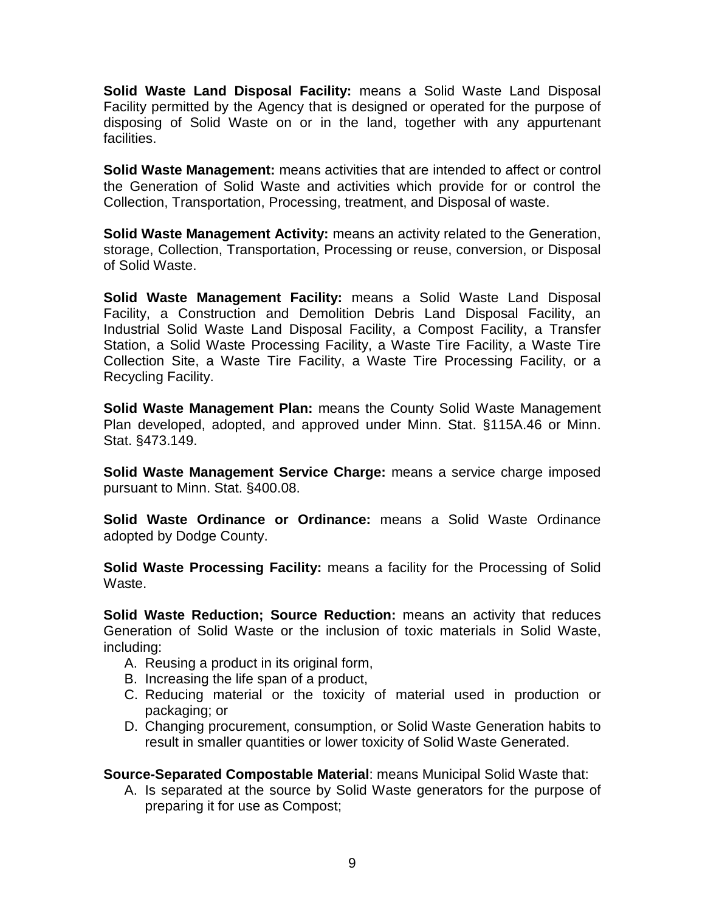**Solid Waste Land Disposal Facility:** means a Solid Waste Land Disposal Facility permitted by the Agency that is designed or operated for the purpose of disposing of Solid Waste on or in the land, together with any appurtenant facilities.

**Solid Waste Management:** means activities that are intended to affect or control the Generation of Solid Waste and activities which provide for or control the Collection, Transportation, Processing, treatment, and Disposal of waste.

**Solid Waste Management Activity:** means an activity related to the Generation, storage, Collection, Transportation, Processing or reuse, conversion, or Disposal of Solid Waste.

**Solid Waste Management Facility:** means a Solid Waste Land Disposal Facility, a Construction and Demolition Debris Land Disposal Facility, an Industrial Solid Waste Land Disposal Facility, a Compost Facility, a Transfer Station, a Solid Waste Processing Facility, a Waste Tire Facility, a Waste Tire Collection Site, a Waste Tire Facility, a Waste Tire Processing Facility, or a Recycling Facility.

**Solid Waste Management Plan:** means the County Solid Waste Management Plan developed, adopted, and approved under Minn. Stat. §115A.46 or Minn. Stat. §473.149.

**Solid Waste Management Service Charge:** means a service charge imposed pursuant to Minn. Stat. §400.08.

**Solid Waste Ordinance or Ordinance:** means a Solid Waste Ordinance adopted by Dodge County.

**Solid Waste Processing Facility:** means a facility for the Processing of Solid Waste.

**Solid Waste Reduction; Source Reduction:** means an activity that reduces Generation of Solid Waste or the inclusion of toxic materials in Solid Waste, including:

A. Reusing a product in its original form,
B. Increasing the life span of a product,
C. Reducing material or the toxicity of material used in production or packaging; or
D. Changing procurement, consumption, or Solid Waste Generation habits to result in smaller quantities or lower toxicity of Solid Waste Generated.

**Source-Separated Compostable Material**: means Municipal Solid Waste that:

A. Is separated at the source by Solid Waste generators for the purpose of preparing it for use as Compost;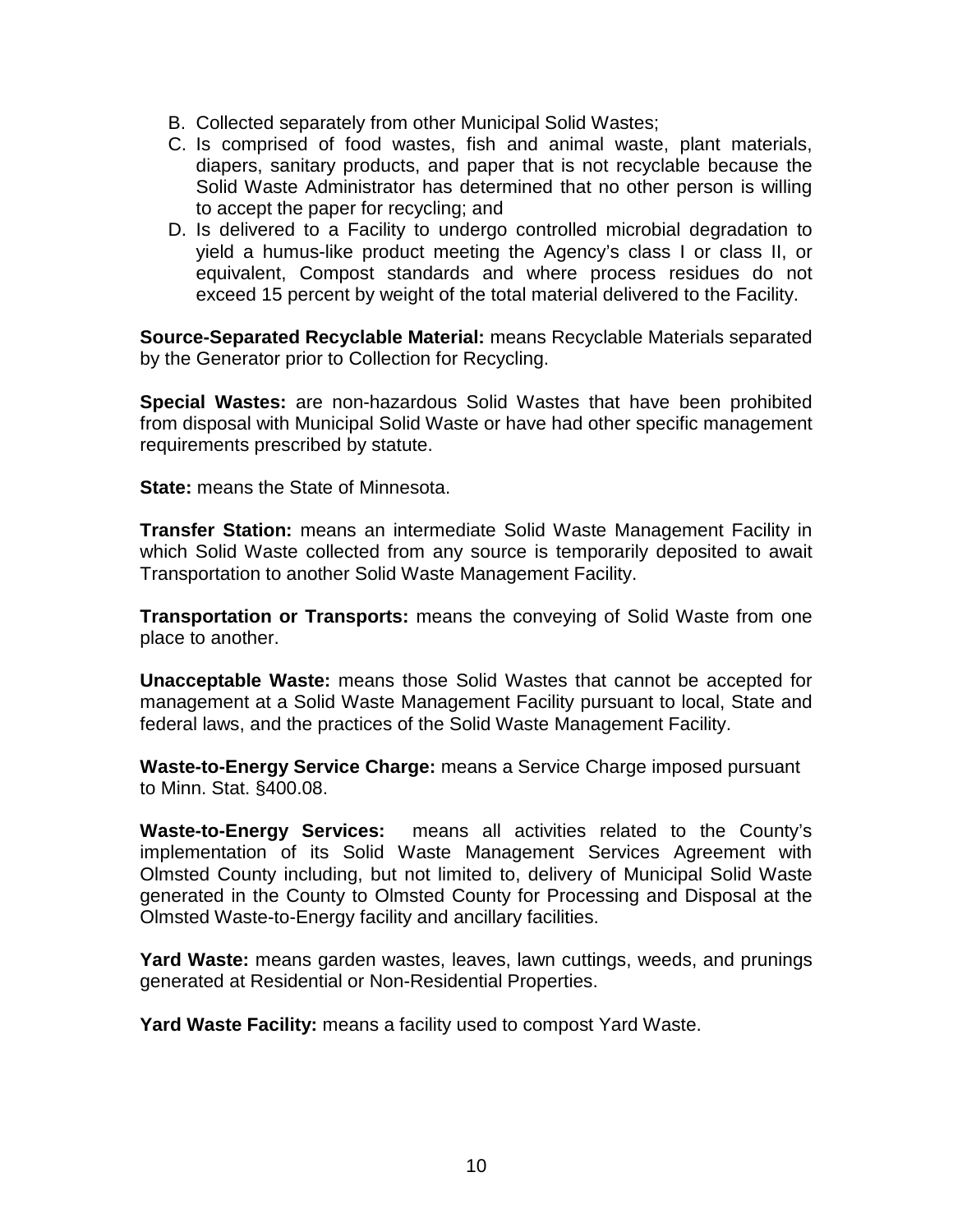B. Collected separately from other Municipal Solid Wastes;
C. Is comprised of food wastes, fish and animal waste, plant materials, diapers, sanitary products, and paper that is not recyclable because the Solid Waste Administrator has determined that no other person is willing to accept the paper for recycling; and
D. Is delivered to a Facility to undergo controlled microbial degradation to yield a humus-like product meeting the Agency's class I or class II, or equivalent, Compost standards and where process residues do not exceed 15 percent by weight of the total material delivered to the Facility.

**Source-Separated Recyclable Material:** means Recyclable Materials separated by the Generator prior to Collection for Recycling.

**Special Wastes:** are non-hazardous Solid Wastes that have been prohibited from disposal with Municipal Solid Waste or have had other specific management requirements prescribed by statute.

**State:** means the State of Minnesota.

**Transfer Station:** means an intermediate Solid Waste Management Facility in which Solid Waste collected from any source is temporarily deposited to await Transportation to another Solid Waste Management Facility.

**Transportation or Transports:** means the conveying of Solid Waste from one place to another.

**Unacceptable Waste:** means those Solid Wastes that cannot be accepted for management at a Solid Waste Management Facility pursuant to local, State and federal laws, and the practices of the Solid Waste Management Facility.

**Waste-to-Energy Service Charge:** means a Service Charge imposed pursuant to Minn. Stat. §400.08.

**Waste-to-Energy Services:** means all activities related to the County's implementation of its Solid Waste Management Services Agreement with Olmsted County including, but not limited to, delivery of Municipal Solid Waste generated in the County to Olmsted County for Processing and Disposal at the Olmsted Waste-to-Energy facility and ancillary facilities.

**Yard Waste:** means garden wastes, leaves, lawn cuttings, weeds, and prunings generated at Residential or Non-Residential Properties.

**Yard Waste Facility:** means a facility used to compost Yard Waste.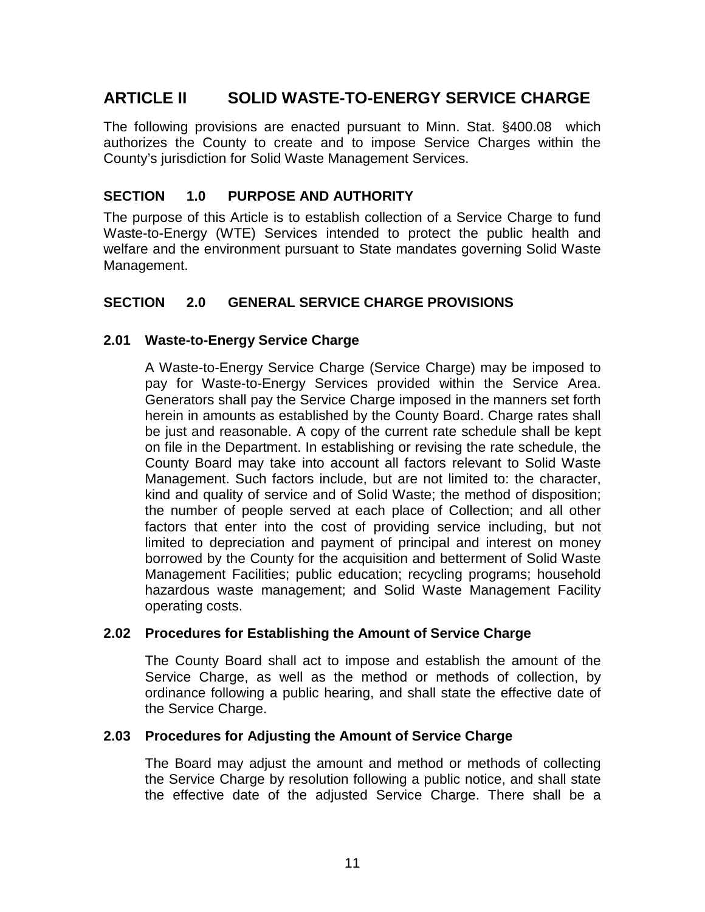# ARTICLE II SOLID WASTE-TO-ENERGY SERVICE CHARGE

The following provisions are enacted pursuant to Minn. Stat. §400.08 which authorizes the County to create and to impose Service Charges within the County's jurisdiction for Solid Waste Management Services.

## SECTION 1.0 PURPOSE AND AUTHORITY

The purpose of this Article is to establish collection of a Service Charge to fund Waste-to-Energy (WTE) Services intended to protect the public health and welfare and the environment pursuant to State mandates governing Solid Waste Management.

## SECTION 2.0 GENERAL SERVICE CHARGE PROVISIONS

### 2.01 Waste-to-Energy Service Charge

A Waste-to-Energy Service Charge (Service Charge) may be imposed to pay for Waste-to-Energy Services provided within the Service Area. Generators shall pay the Service Charge imposed in the manners set forth herein in amounts as established by the County Board. Charge rates shall be just and reasonable. A copy of the current rate schedule shall be kept on file in the Department. In establishing or revising the rate schedule, the County Board may take into account all factors relevant to Solid Waste Management. Such factors include, but are not limited to: the character, kind and quality of service and of Solid Waste; the method of disposition; the number of people served at each place of Collection; and all other factors that enter into the cost of providing service including, but not limited to depreciation and payment of principal and interest on money borrowed by the County for the acquisition and betterment of Solid Waste Management Facilities; public education; recycling programs; household hazardous waste management; and Solid Waste Management Facility operating costs.

### 2.02 Procedures for Establishing the Amount of Service Charge

The County Board shall act to impose and establish the amount of the Service Charge, as well as the method or methods of collection, by ordinance following a public hearing, and shall state the effective date of the Service Charge.

### 2.03 Procedures for Adjusting the Amount of Service Charge

The Board may adjust the amount and method or methods of collecting the Service Charge by resolution following a public notice, and shall state the effective date of the adjusted Service Charge. There shall be a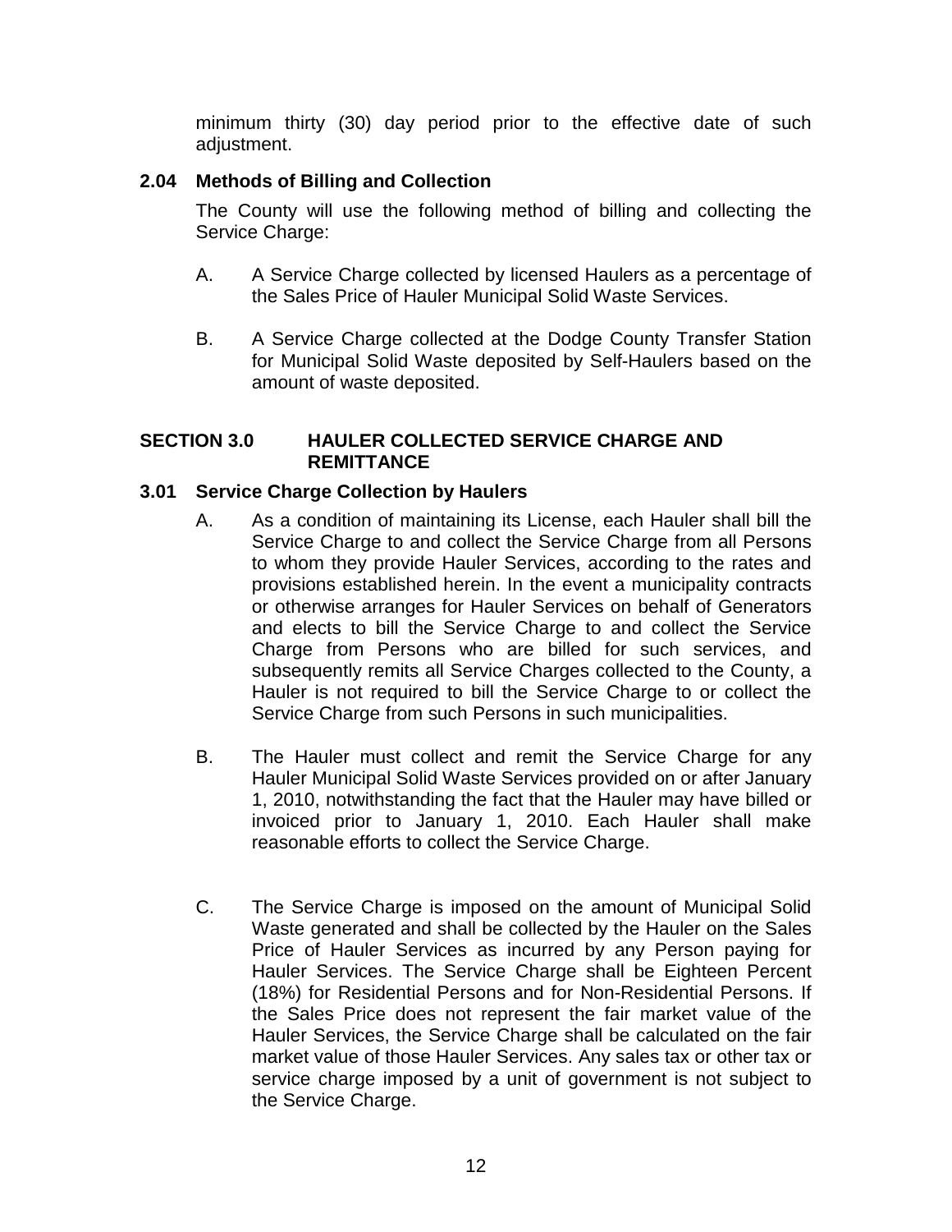minimum thirty (30) day period prior to the effective date of such adjustment.

### 2.04 Methods of Billing and Collection

The County will use the following method of billing and collecting the Service Charge:

A. A Service Charge collected by licensed Haulers as a percentage of the Sales Price of Hauler Municipal Solid Waste Services.

B. A Service Charge collected at the Dodge County Transfer Station for Municipal Solid Waste deposited by Self-Haulers based on the amount of waste deposited.

## SECTION 3.0 HAULER COLLECTED SERVICE CHARGE AND REMITTANCE

### 3.01 Service Charge Collection by Haulers

A. As a condition of maintaining its License, each Hauler shall bill the Service Charge to and collect the Service Charge from all Persons to whom they provide Hauler Services, according to the rates and provisions established herein. In the event a municipality contracts or otherwise arranges for Hauler Services on behalf of Generators and elects to bill the Service Charge to and collect the Service Charge from Persons who are billed for such services, and subsequently remits all Service Charges collected to the County, a Hauler is not required to bill the Service Charge to or collect the Service Charge from such Persons in such municipalities.

B. The Hauler must collect and remit the Service Charge for any Hauler Municipal Solid Waste Services provided on or after January 1, 2010, notwithstanding the fact that the Hauler may have billed or invoiced prior to January 1, 2010. Each Hauler shall make reasonable efforts to collect the Service Charge.

C. The Service Charge is imposed on the amount of Municipal Solid Waste generated and shall be collected by the Hauler on the Sales Price of Hauler Services as incurred by any Person paying for Hauler Services. The Service Charge shall be Eighteen Percent (18%) for Residential Persons and for Non-Residential Persons. If the Sales Price does not represent the fair market value of the Hauler Services, the Service Charge shall be calculated on the fair market value of those Hauler Services. Any sales tax or other tax or service charge imposed by a unit of government is not subject to the Service Charge.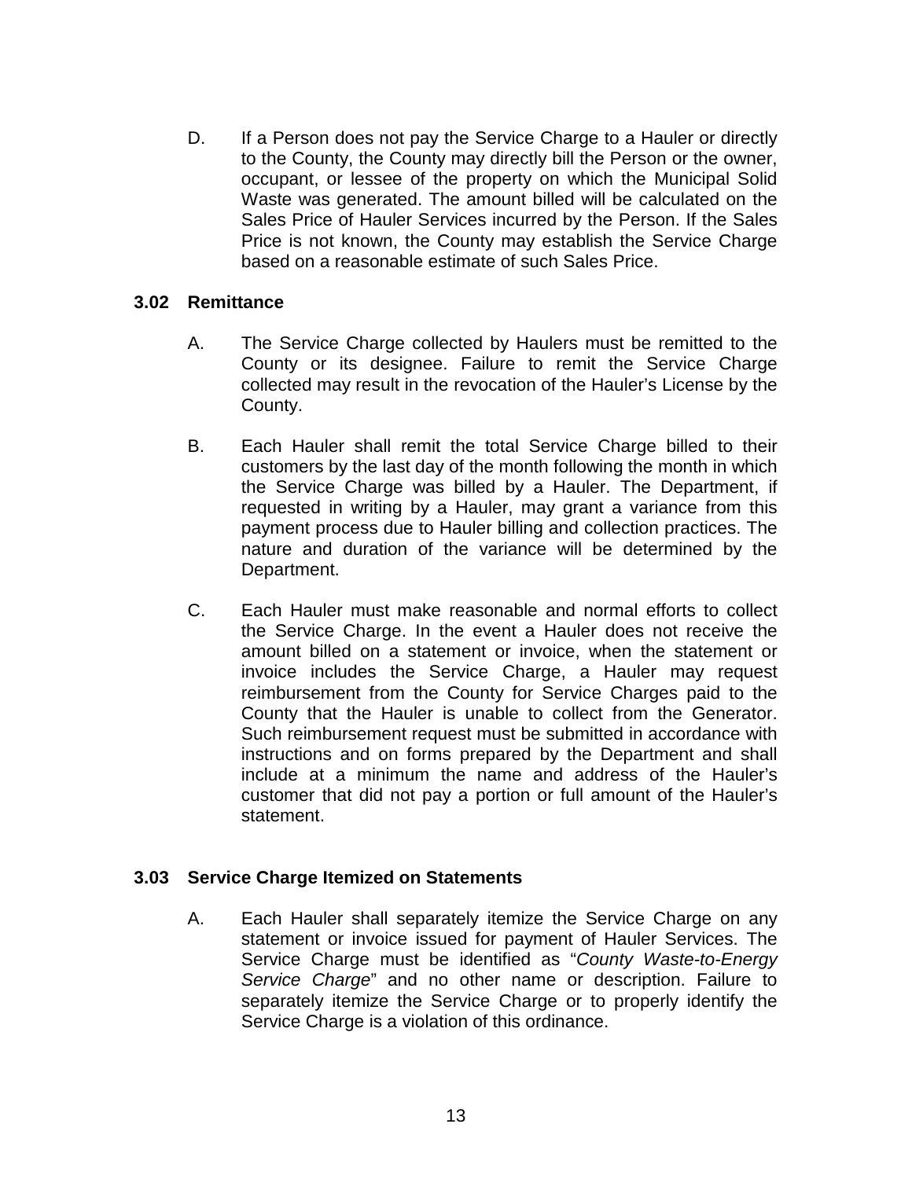D. If a Person does not pay the Service Charge to a Hauler or directly to the County, the County may directly bill the Person or the owner, occupant, or lessee of the property on which the Municipal Solid Waste was generated. The amount billed will be calculated on the Sales Price of Hauler Services incurred by the Person. If the Sales Price is not known, the County may establish the Service Charge based on a reasonable estimate of such Sales Price.

### 3.02 Remittance

A. The Service Charge collected by Haulers must be remitted to the County or its designee. Failure to remit the Service Charge collected may result in the revocation of the Hauler's License by the County.

B. Each Hauler shall remit the total Service Charge billed to their customers by the last day of the month following the month in which the Service Charge was billed by a Hauler. The Department, if requested in writing by a Hauler, may grant a variance from this payment process due to Hauler billing and collection practices. The nature and duration of the variance will be determined by the Department.

C. Each Hauler must make reasonable and normal efforts to collect the Service Charge. In the event a Hauler does not receive the amount billed on a statement or invoice, when the statement or invoice includes the Service Charge, a Hauler may request reimbursement from the County for Service Charges paid to the County that the Hauler is unable to collect from the Generator. Such reimbursement request must be submitted in accordance with instructions and on forms prepared by the Department and shall include at a minimum the name and address of the Hauler's customer that did not pay a portion or full amount of the Hauler's statement.

### 3.03 Service Charge Itemized on Statements

A. Each Hauler shall separately itemize the Service Charge on any statement or invoice issued for payment of Hauler Services. The Service Charge must be identified as "*County Waste-to-Energy Service Charge*" and no other name or description. Failure to separately itemize the Service Charge or to properly identify the Service Charge is a violation of this ordinance.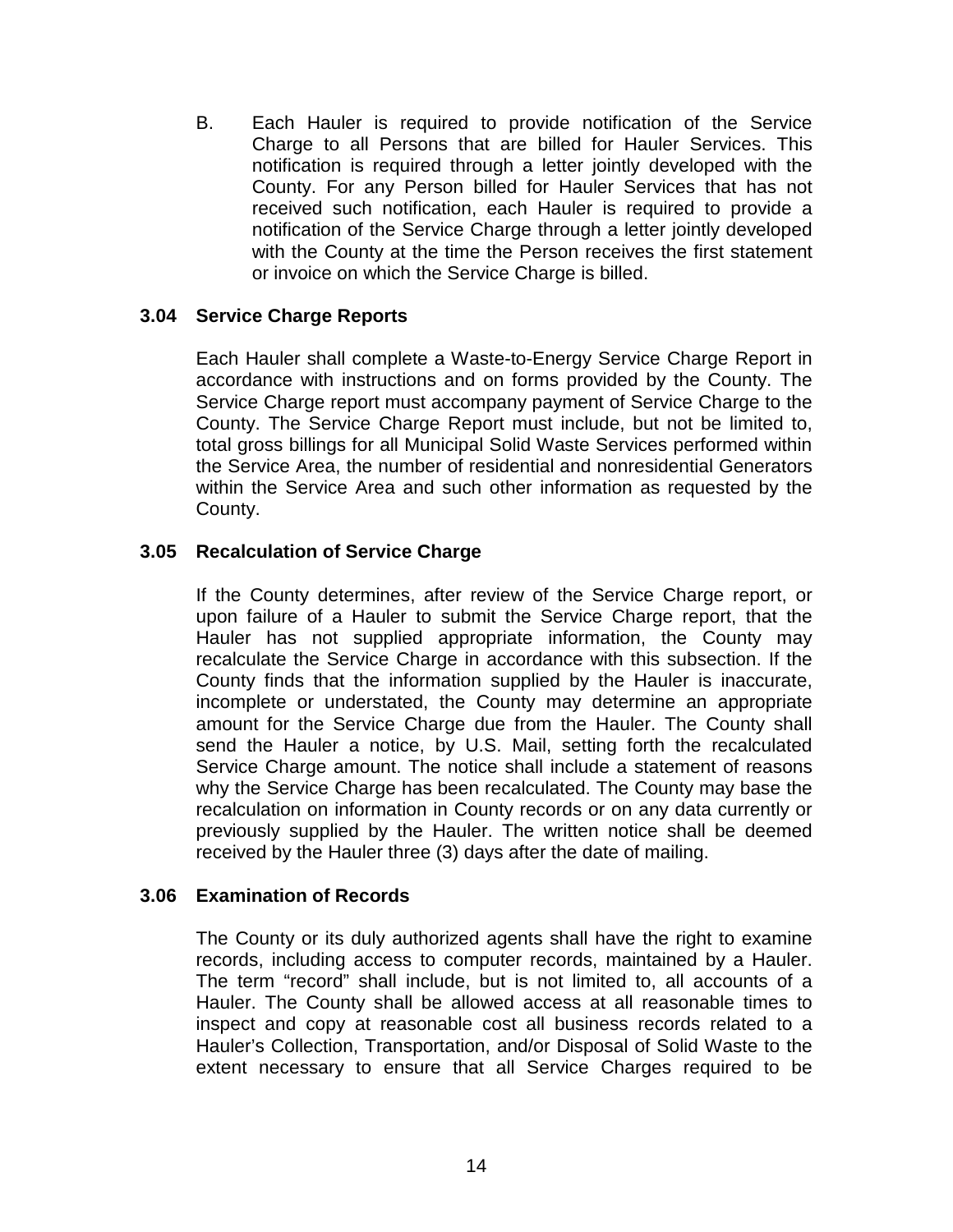B. Each Hauler is required to provide notification of the Service Charge to all Persons that are billed for Hauler Services. This notification is required through a letter jointly developed with the County. For any Person billed for Hauler Services that has not received such notification, each Hauler is required to provide a notification of the Service Charge through a letter jointly developed with the County at the time the Person receives the first statement or invoice on which the Service Charge is billed.

### 3.04 Service Charge Reports

Each Hauler shall complete a Waste-to-Energy Service Charge Report in accordance with instructions and on forms provided by the County. The Service Charge report must accompany payment of Service Charge to the County. The Service Charge Report must include, but not be limited to, total gross billings for all Municipal Solid Waste Services performed within the Service Area, the number of residential and nonresidential Generators within the Service Area and such other information as requested by the County.

### 3.05 Recalculation of Service Charge

If the County determines, after review of the Service Charge report, or upon failure of a Hauler to submit the Service Charge report, that the Hauler has not supplied appropriate information, the County may recalculate the Service Charge in accordance with this subsection. If the County finds that the information supplied by the Hauler is inaccurate, incomplete or understated, the County may determine an appropriate amount for the Service Charge due from the Hauler. The County shall send the Hauler a notice, by U.S. Mail, setting forth the recalculated Service Charge amount. The notice shall include a statement of reasons why the Service Charge has been recalculated. The County may base the recalculation on information in County records or on any data currently or previously supplied by the Hauler. The written notice shall be deemed received by the Hauler three (3) days after the date of mailing.

### 3.06 Examination of Records

The County or its duly authorized agents shall have the right to examine records, including access to computer records, maintained by a Hauler. The term "record" shall include, but is not limited to, all accounts of a Hauler. The County shall be allowed access at all reasonable times to inspect and copy at reasonable cost all business records related to a Hauler's Collection, Transportation, and/or Disposal of Solid Waste to the extent necessary to ensure that all Service Charges required to be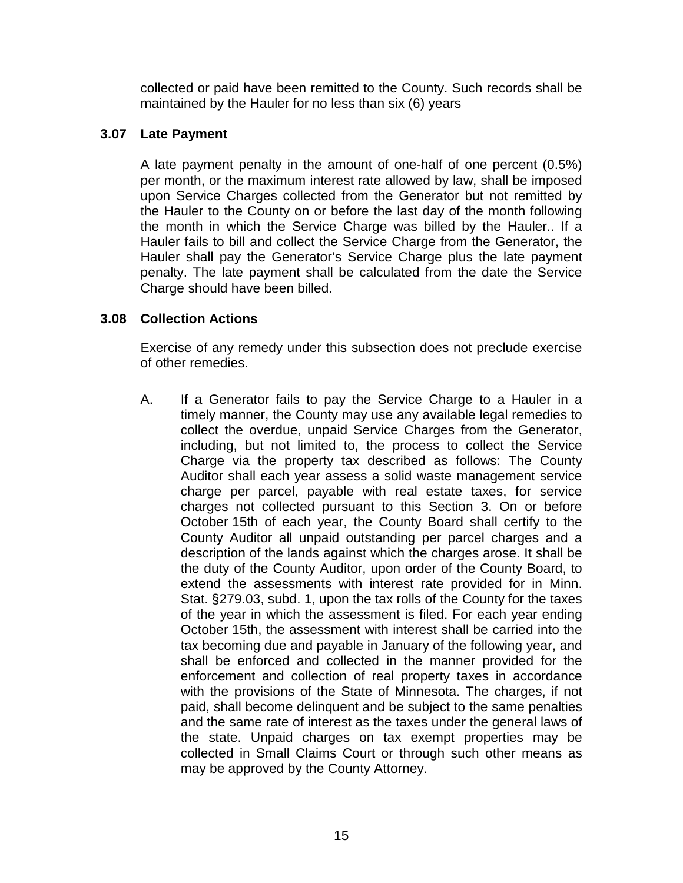collected or paid have been remitted to the County. Such records shall be maintained by the Hauler for no less than six (6) years

### 3.07 Late Payment

A late payment penalty in the amount of one-half of one percent (0.5%) per month, or the maximum interest rate allowed by law, shall be imposed upon Service Charges collected from the Generator but not remitted by the Hauler to the County on or before the last day of the month following the month in which the Service Charge was billed by the Hauler.. If a Hauler fails to bill and collect the Service Charge from the Generator, the Hauler shall pay the Generator's Service Charge plus the late payment penalty. The late payment shall be calculated from the date the Service Charge should have been billed.

### 3.08 Collection Actions

Exercise of any remedy under this subsection does not preclude exercise of other remedies.

A. If a Generator fails to pay the Service Charge to a Hauler in a timely manner, the County may use any available legal remedies to collect the overdue, unpaid Service Charges from the Generator, including, but not limited to, the process to collect the Service Charge via the property tax described as follows: The County Auditor shall each year assess a solid waste management service charge per parcel, payable with real estate taxes, for service charges not collected pursuant to this Section 3. On or before October 15th of each year, the County Board shall certify to the County Auditor all unpaid outstanding per parcel charges and a description of the lands against which the charges arose. It shall be the duty of the County Auditor, upon order of the County Board, to extend the assessments with interest rate provided for in Minn. Stat. §279.03, subd. 1, upon the tax rolls of the County for the taxes of the year in which the assessment is filed. For each year ending October 15th, the assessment with interest shall be carried into the tax becoming due and payable in January of the following year, and shall be enforced and collected in the manner provided for the enforcement and collection of real property taxes in accordance with the provisions of the State of Minnesota. The charges, if not paid, shall become delinquent and be subject to the same penalties and the same rate of interest as the taxes under the general laws of the state. Unpaid charges on tax exempt properties may be collected in Small Claims Court or through such other means as may be approved by the County Attorney.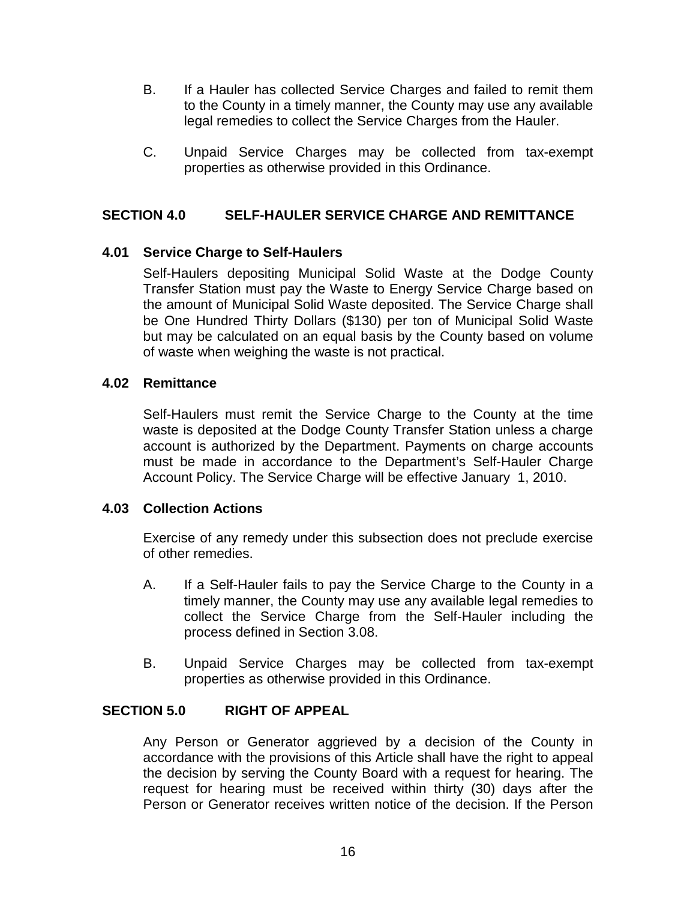B. If a Hauler has collected Service Charges and failed to remit them to the County in a timely manner, the County may use any available legal remedies to collect the Service Charges from the Hauler.

C. Unpaid Service Charges may be collected from tax-exempt properties as otherwise provided in this Ordinance.

## SECTION 4.0 SELF-HAULER SERVICE CHARGE AND REMITTANCE

### 4.01 Service Charge to Self-Haulers

Self-Haulers depositing Municipal Solid Waste at the Dodge County Transfer Station must pay the Waste to Energy Service Charge based on the amount of Municipal Solid Waste deposited. The Service Charge shall be One Hundred Thirty Dollars ($130) per ton of Municipal Solid Waste but may be calculated on an equal basis by the County based on volume of waste when weighing the waste is not practical.

### 4.02 Remittance

Self-Haulers must remit the Service Charge to the County at the time waste is deposited at the Dodge County Transfer Station unless a charge account is authorized by the Department. Payments on charge accounts must be made in accordance to the Department's Self-Hauler Charge Account Policy. The Service Charge will be effective January 1, 2010.

### 4.03 Collection Actions

Exercise of any remedy under this subsection does not preclude exercise of other remedies.

A. If a Self-Hauler fails to pay the Service Charge to the County in a timely manner, the County may use any available legal remedies to collect the Service Charge from the Self-Hauler including the process defined in Section 3.08.

B. Unpaid Service Charges may be collected from tax-exempt properties as otherwise provided in this Ordinance.

## SECTION 5.0 RIGHT OF APPEAL

Any Person or Generator aggrieved by a decision of the County in accordance with the provisions of this Article shall have the right to appeal the decision by serving the County Board with a request for hearing. The request for hearing must be received within thirty (30) days after the Person or Generator receives written notice of the decision. If the Person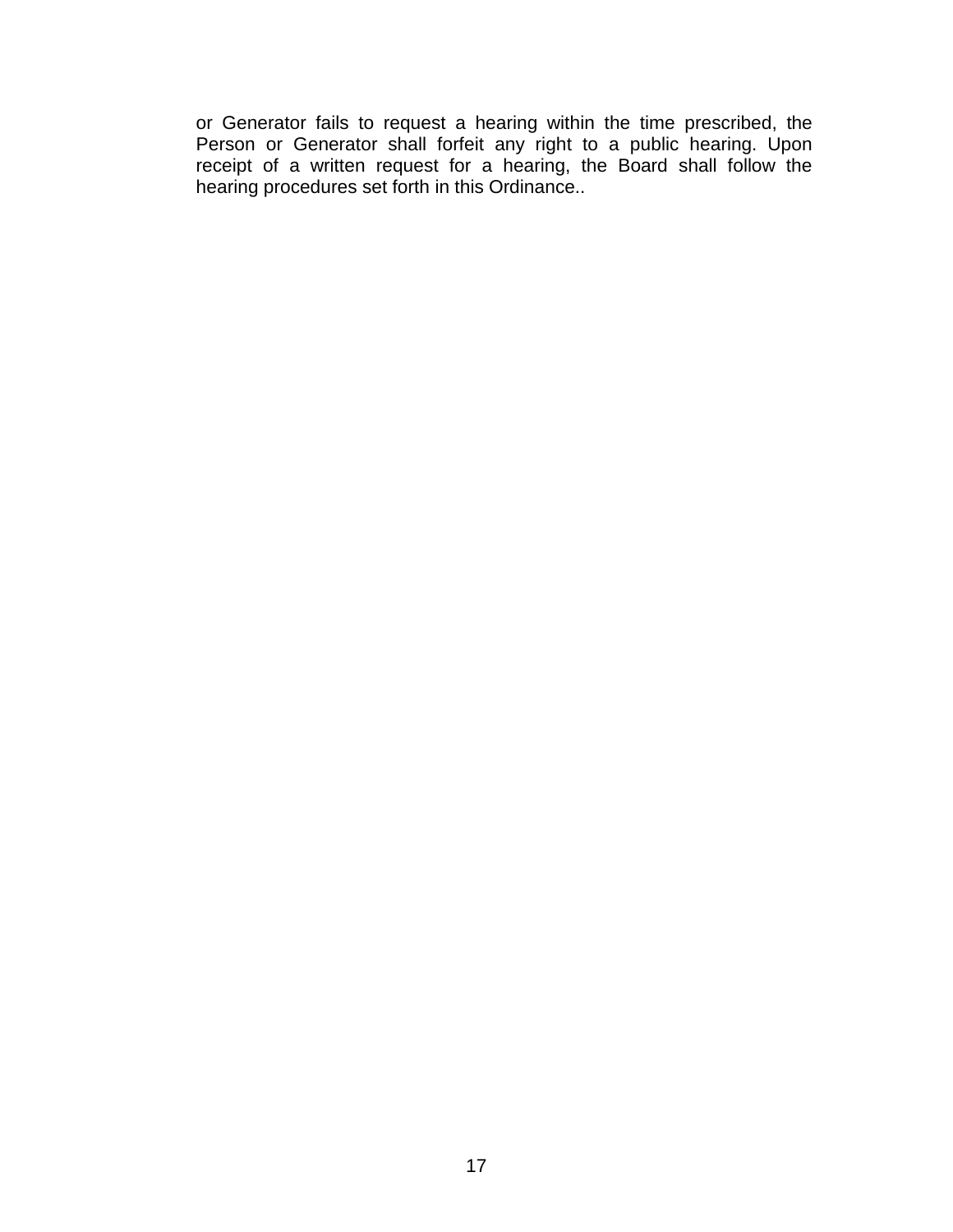or Generator fails to request a hearing within the time prescribed, the Person or Generator shall forfeit any right to a public hearing. Upon receipt of a written request for a hearing, the Board shall follow the hearing procedures set forth in this Ordinance..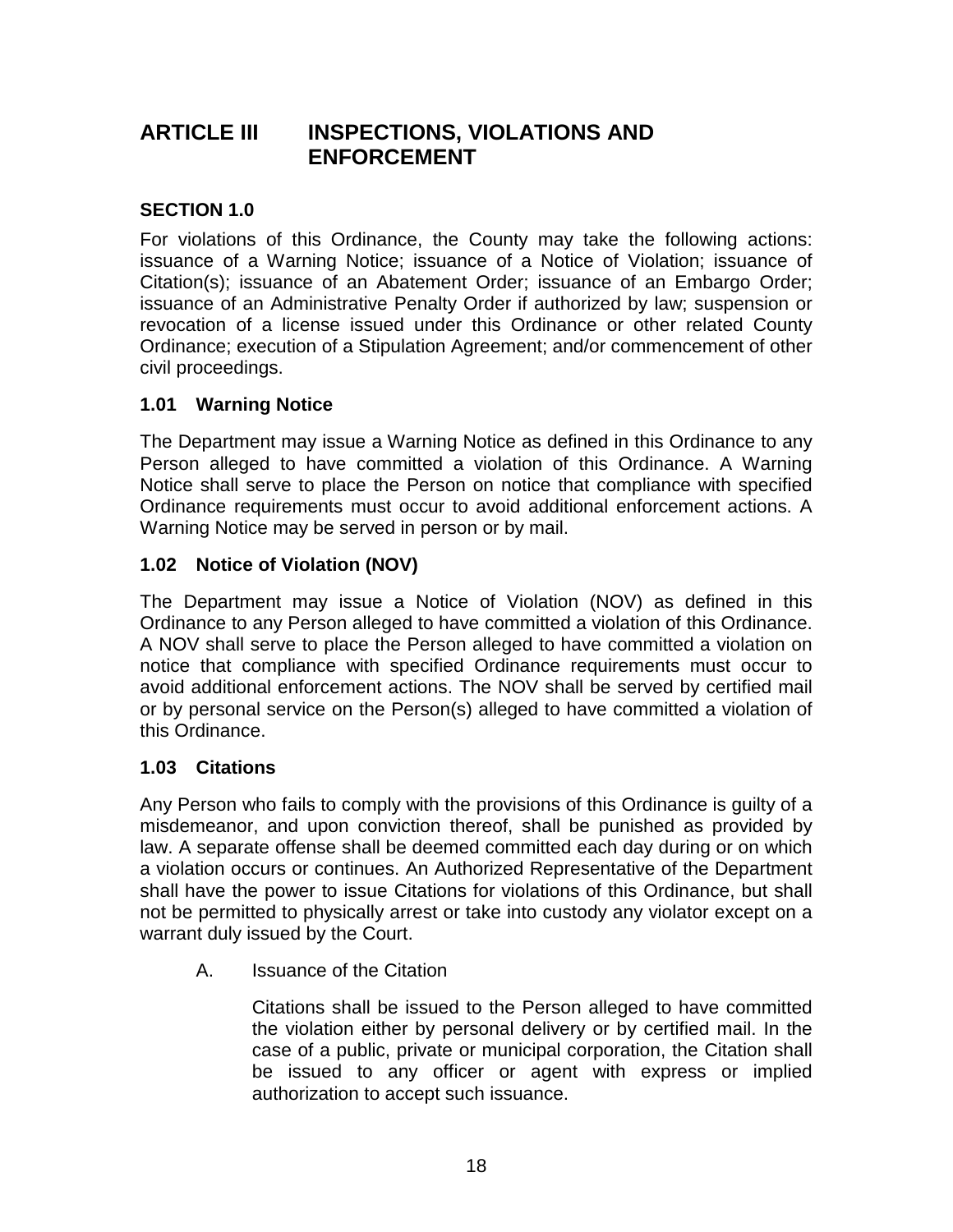# ARTICLE III INSPECTIONS, VIOLATIONS AND ENFORCEMENT

## SECTION 1.0

For violations of this Ordinance, the County may take the following actions: issuance of a Warning Notice; issuance of a Notice of Violation; issuance of Citation(s); issuance of an Abatement Order; issuance of an Embargo Order; issuance of an Administrative Penalty Order if authorized by law; suspension or revocation of a license issued under this Ordinance or other related County Ordinance; execution of a Stipulation Agreement; and/or commencement of other civil proceedings.

### 1.01 Warning Notice

The Department may issue a Warning Notice as defined in this Ordinance to any Person alleged to have committed a violation of this Ordinance. A Warning Notice shall serve to place the Person on notice that compliance with specified Ordinance requirements must occur to avoid additional enforcement actions. A Warning Notice may be served in person or by mail.

### 1.02 Notice of Violation (NOV)

The Department may issue a Notice of Violation (NOV) as defined in this Ordinance to any Person alleged to have committed a violation of this Ordinance. A NOV shall serve to place the Person alleged to have committed a violation on notice that compliance with specified Ordinance requirements must occur to avoid additional enforcement actions. The NOV shall be served by certified mail or by personal service on the Person(s) alleged to have committed a violation of this Ordinance.

### 1.03 Citations

Any Person who fails to comply with the provisions of this Ordinance is guilty of a misdemeanor, and upon conviction thereof, shall be punished as provided by law. A separate offense shall be deemed committed each day during or on which a violation occurs or continues. An Authorized Representative of the Department shall have the power to issue Citations for violations of this Ordinance, but shall not be permitted to physically arrest or take into custody any violator except on a warrant duly issued by the Court.

A. Issuance of the Citation

Citations shall be issued to the Person alleged to have committed the violation either by personal delivery or by certified mail. In the case of a public, private or municipal corporation, the Citation shall be issued to any officer or agent with express or implied authorization to accept such issuance.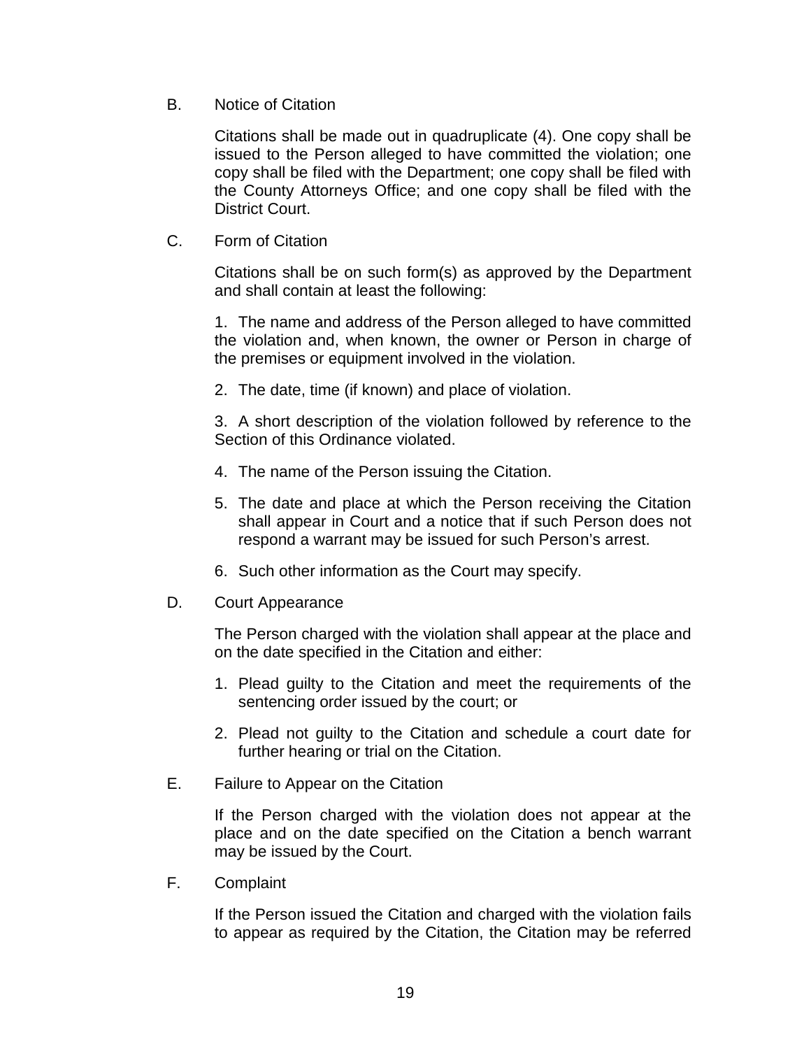B. Notice of Citation

Citations shall be made out in quadruplicate (4). One copy shall be issued to the Person alleged to have committed the violation; one copy shall be filed with the Department; one copy shall be filed with the County Attorneys Office; and one copy shall be filed with the District Court.

C. Form of Citation

Citations shall be on such form(s) as approved by the Department and shall contain at least the following:

1. The name and address of the Person alleged to have committed the violation and, when known, the owner or Person in charge of the premises or equipment involved in the violation.

2. The date, time (if known) and place of violation.

3. A short description of the violation followed by reference to the Section of this Ordinance violated.

4. The name of the Person issuing the Citation.

5. The date and place at which the Person receiving the Citation shall appear in Court and a notice that if such Person does not respond a warrant may be issued for such Person's arrest.

6. Such other information as the Court may specify.

D. Court Appearance

The Person charged with the violation shall appear at the place and on the date specified in the Citation and either:

1. Plead guilty to the Citation and meet the requirements of the sentencing order issued by the court; or

2. Plead not guilty to the Citation and schedule a court date for further hearing or trial on the Citation.

E. Failure to Appear on the Citation

If the Person charged with the violation does not appear at the place and on the date specified on the Citation a bench warrant may be issued by the Court.

F. Complaint

If the Person issued the Citation and charged with the violation fails to appear as required by the Citation, the Citation may be referred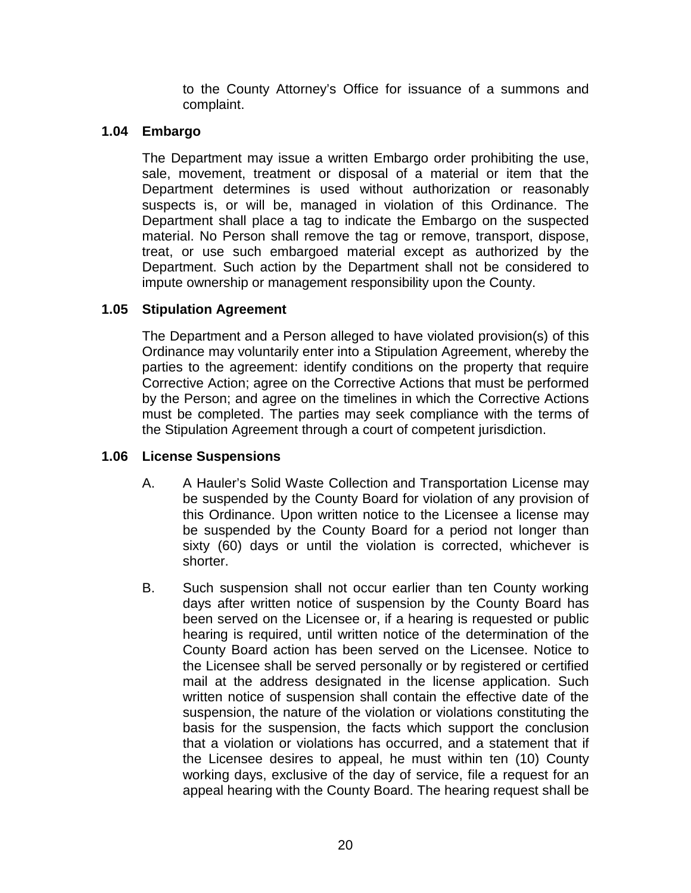to the County Attorney's Office for issuance of a summons and complaint.

### 1.04 Embargo

The Department may issue a written Embargo order prohibiting the use, sale, movement, treatment or disposal of a material or item that the Department determines is used without authorization or reasonably suspects is, or will be, managed in violation of this Ordinance. The Department shall place a tag to indicate the Embargo on the suspected material. No Person shall remove the tag or remove, transport, dispose, treat, or use such embargoed material except as authorized by the Department. Such action by the Department shall not be considered to impute ownership or management responsibility upon the County.

### 1.05 Stipulation Agreement

The Department and a Person alleged to have violated provision(s) of this Ordinance may voluntarily enter into a Stipulation Agreement, whereby the parties to the agreement: identify conditions on the property that require Corrective Action; agree on the Corrective Actions that must be performed by the Person; and agree on the timelines in which the Corrective Actions must be completed. The parties may seek compliance with the terms of the Stipulation Agreement through a court of competent jurisdiction.

### 1.06 License Suspensions

A. A Hauler's Solid Waste Collection and Transportation License may be suspended by the County Board for violation of any provision of this Ordinance. Upon written notice to the Licensee a license may be suspended by the County Board for a period not longer than sixty (60) days or until the violation is corrected, whichever is shorter.

B. Such suspension shall not occur earlier than ten County working days after written notice of suspension by the County Board has been served on the Licensee or, if a hearing is requested or public hearing is required, until written notice of the determination of the County Board action has been served on the Licensee. Notice to the Licensee shall be served personally or by registered or certified mail at the address designated in the license application. Such written notice of suspension shall contain the effective date of the suspension, the nature of the violation or violations constituting the basis for the suspension, the facts which support the conclusion that a violation or violations has occurred, and a statement that if the Licensee desires to appeal, he must within ten (10) County working days, exclusive of the day of service, file a request for an appeal hearing with the County Board. The hearing request shall be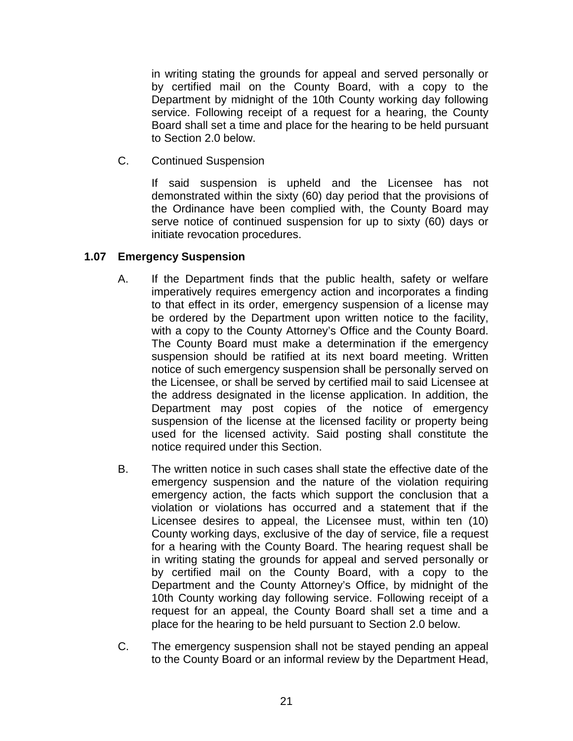in writing stating the grounds for appeal and served personally or by certified mail on the County Board, with a copy to the Department by midnight of the 10th County working day following service. Following receipt of a request for a hearing, the County Board shall set a time and place for the hearing to be held pursuant to Section 2.0 below.

C. Continued Suspension

If said suspension is upheld and the Licensee has not demonstrated within the sixty (60) day period that the provisions of the Ordinance have been complied with, the County Board may serve notice of continued suspension for up to sixty (60) days or initiate revocation procedures.

### 1.07 Emergency Suspension

A. If the Department finds that the public health, safety or welfare imperatively requires emergency action and incorporates a finding to that effect in its order, emergency suspension of a license may be ordered by the Department upon written notice to the facility, with a copy to the County Attorney's Office and the County Board. The County Board must make a determination if the emergency suspension should be ratified at its next board meeting. Written notice of such emergency suspension shall be personally served on the Licensee, or shall be served by certified mail to said Licensee at the address designated in the license application. In addition, the Department may post copies of the notice of emergency suspension of the license at the licensed facility or property being used for the licensed activity. Said posting shall constitute the notice required under this Section.

B. The written notice in such cases shall state the effective date of the emergency suspension and the nature of the violation requiring emergency action, the facts which support the conclusion that a violation or violations has occurred and a statement that if the Licensee desires to appeal, the Licensee must, within ten (10) County working days, exclusive of the day of service, file a request for a hearing with the County Board. The hearing request shall be in writing stating the grounds for appeal and served personally or by certified mail on the County Board, with a copy to the Department and the County Attorney's Office, by midnight of the 10th County working day following service. Following receipt of a request for an appeal, the County Board shall set a time and a place for the hearing to be held pursuant to Section 2.0 below.

C. The emergency suspension shall not be stayed pending an appeal to the County Board or an informal review by the Department Head,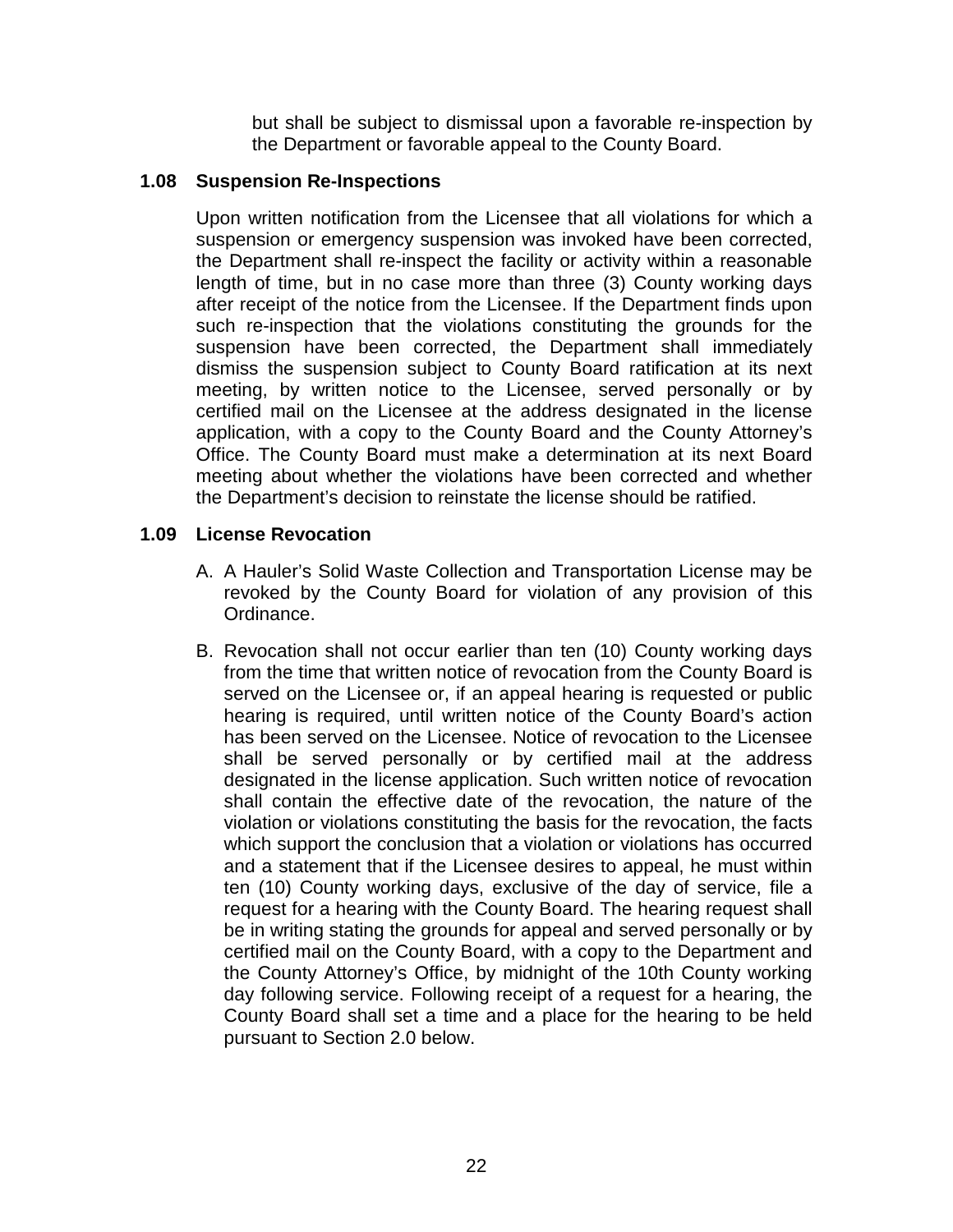but shall be subject to dismissal upon a favorable re-inspection by the Department or favorable appeal to the County Board.

### 1.08 Suspension Re-Inspections

Upon written notification from the Licensee that all violations for which a suspension or emergency suspension was invoked have been corrected, the Department shall re-inspect the facility or activity within a reasonable length of time, but in no case more than three (3) County working days after receipt of the notice from the Licensee. If the Department finds upon such re-inspection that the violations constituting the grounds for the suspension have been corrected, the Department shall immediately dismiss the suspension subject to County Board ratification at its next meeting, by written notice to the Licensee, served personally or by certified mail on the Licensee at the address designated in the license application, with a copy to the County Board and the County Attorney's Office. The County Board must make a determination at its next Board meeting about whether the violations have been corrected and whether the Department's decision to reinstate the license should be ratified.

### 1.09 License Revocation

A. A Hauler's Solid Waste Collection and Transportation License may be revoked by the County Board for violation of any provision of this Ordinance.

B. Revocation shall not occur earlier than ten (10) County working days from the time that written notice of revocation from the County Board is served on the Licensee or, if an appeal hearing is requested or public hearing is required, until written notice of the County Board's action has been served on the Licensee. Notice of revocation to the Licensee shall be served personally or by certified mail at the address designated in the license application. Such written notice of revocation shall contain the effective date of the revocation, the nature of the violation or violations constituting the basis for the revocation, the facts which support the conclusion that a violation or violations has occurred and a statement that if the Licensee desires to appeal, he must within ten (10) County working days, exclusive of the day of service, file a request for a hearing with the County Board. The hearing request shall be in writing stating the grounds for appeal and served personally or by certified mail on the County Board, with a copy to the Department and the County Attorney's Office, by midnight of the 10th County working day following service. Following receipt of a request for a hearing, the County Board shall set a time and a place for the hearing to be held pursuant to Section 2.0 below.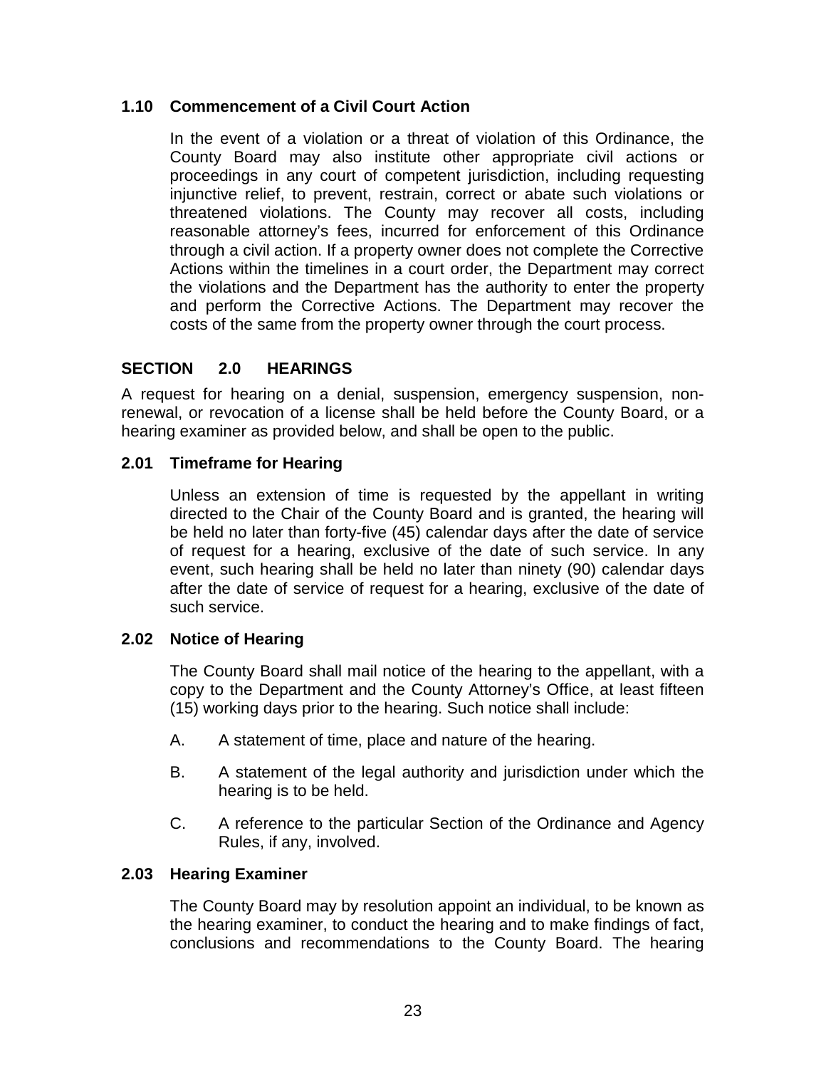### 1.10 Commencement of a Civil Court Action

In the event of a violation or a threat of violation of this Ordinance, the County Board may also institute other appropriate civil actions or proceedings in any court of competent jurisdiction, including requesting injunctive relief, to prevent, restrain, correct or abate such violations or threatened violations. The County may recover all costs, including reasonable attorney's fees, incurred for enforcement of this Ordinance through a civil action. If a property owner does not complete the Corrective Actions within the timelines in a court order, the Department may correct the violations and the Department has the authority to enter the property and perform the Corrective Actions. The Department may recover the costs of the same from the property owner through the court process.

## SECTION 2.0 HEARINGS

A request for hearing on a denial, suspension, emergency suspension, non-renewal, or revocation of a license shall be held before the County Board, or a hearing examiner as provided below, and shall be open to the public.

### 2.01 Timeframe for Hearing

Unless an extension of time is requested by the appellant in writing directed to the Chair of the County Board and is granted, the hearing will be held no later than forty-five (45) calendar days after the date of service of request for a hearing, exclusive of the date of such service. In any event, such hearing shall be held no later than ninety (90) calendar days after the date of service of request for a hearing, exclusive of the date of such service.

### 2.02 Notice of Hearing

The County Board shall mail notice of the hearing to the appellant, with a copy to the Department and the County Attorney's Office, at least fifteen (15) working days prior to the hearing. Such notice shall include:

A. A statement of time, place and nature of the hearing.

B. A statement of the legal authority and jurisdiction under which the hearing is to be held.

C. A reference to the particular Section of the Ordinance and Agency Rules, if any, involved.

### 2.03 Hearing Examiner

The County Board may by resolution appoint an individual, to be known as the hearing examiner, to conduct the hearing and to make findings of fact, conclusions and recommendations to the County Board. The hearing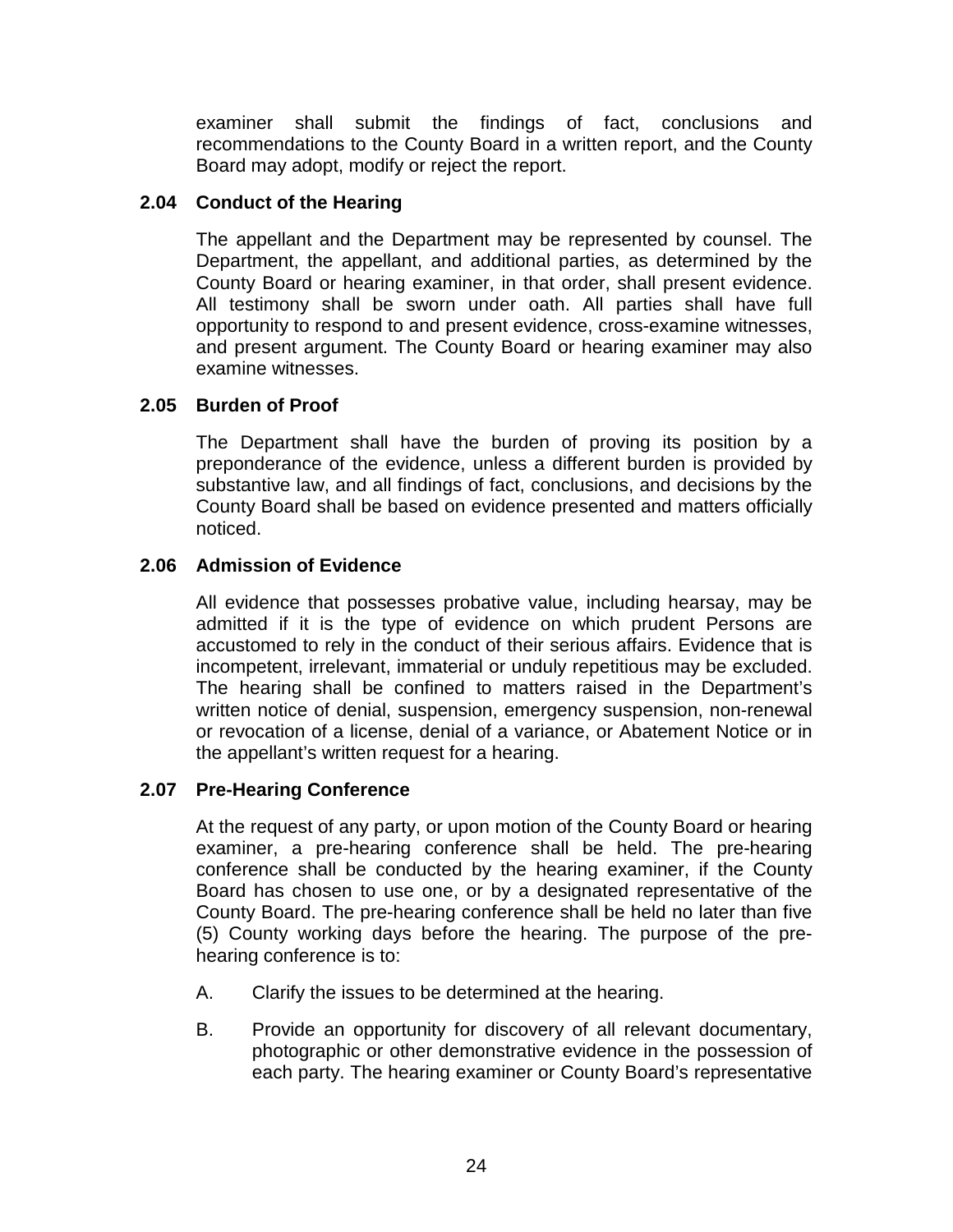examiner shall submit the findings of fact, conclusions and recommendations to the County Board in a written report, and the County Board may adopt, modify or reject the report.

### 2.04 Conduct of the Hearing

The appellant and the Department may be represented by counsel. The Department, the appellant, and additional parties, as determined by the County Board or hearing examiner, in that order, shall present evidence. All testimony shall be sworn under oath. All parties shall have full opportunity to respond to and present evidence, cross-examine witnesses, and present argument. The County Board or hearing examiner may also examine witnesses.

### 2.05 Burden of Proof

The Department shall have the burden of proving its position by a preponderance of the evidence, unless a different burden is provided by substantive law, and all findings of fact, conclusions, and decisions by the County Board shall be based on evidence presented and matters officially noticed.

### 2.06 Admission of Evidence

All evidence that possesses probative value, including hearsay, may be admitted if it is the type of evidence on which prudent Persons are accustomed to rely in the conduct of their serious affairs. Evidence that is incompetent, irrelevant, immaterial or unduly repetitious may be excluded. The hearing shall be confined to matters raised in the Department's written notice of denial, suspension, emergency suspension, non-renewal or revocation of a license, denial of a variance, or Abatement Notice or in the appellant's written request for a hearing.

### 2.07 Pre-Hearing Conference

At the request of any party, or upon motion of the County Board or hearing examiner, a pre-hearing conference shall be held. The pre-hearing conference shall be conducted by the hearing examiner, if the County Board has chosen to use one, or by a designated representative of the County Board. The pre-hearing conference shall be held no later than five (5) County working days before the hearing. The purpose of the pre-hearing conference is to:

A. Clarify the issues to be determined at the hearing.

B. Provide an opportunity for discovery of all relevant documentary, photographic or other demonstrative evidence in the possession of each party. The hearing examiner or County Board's representative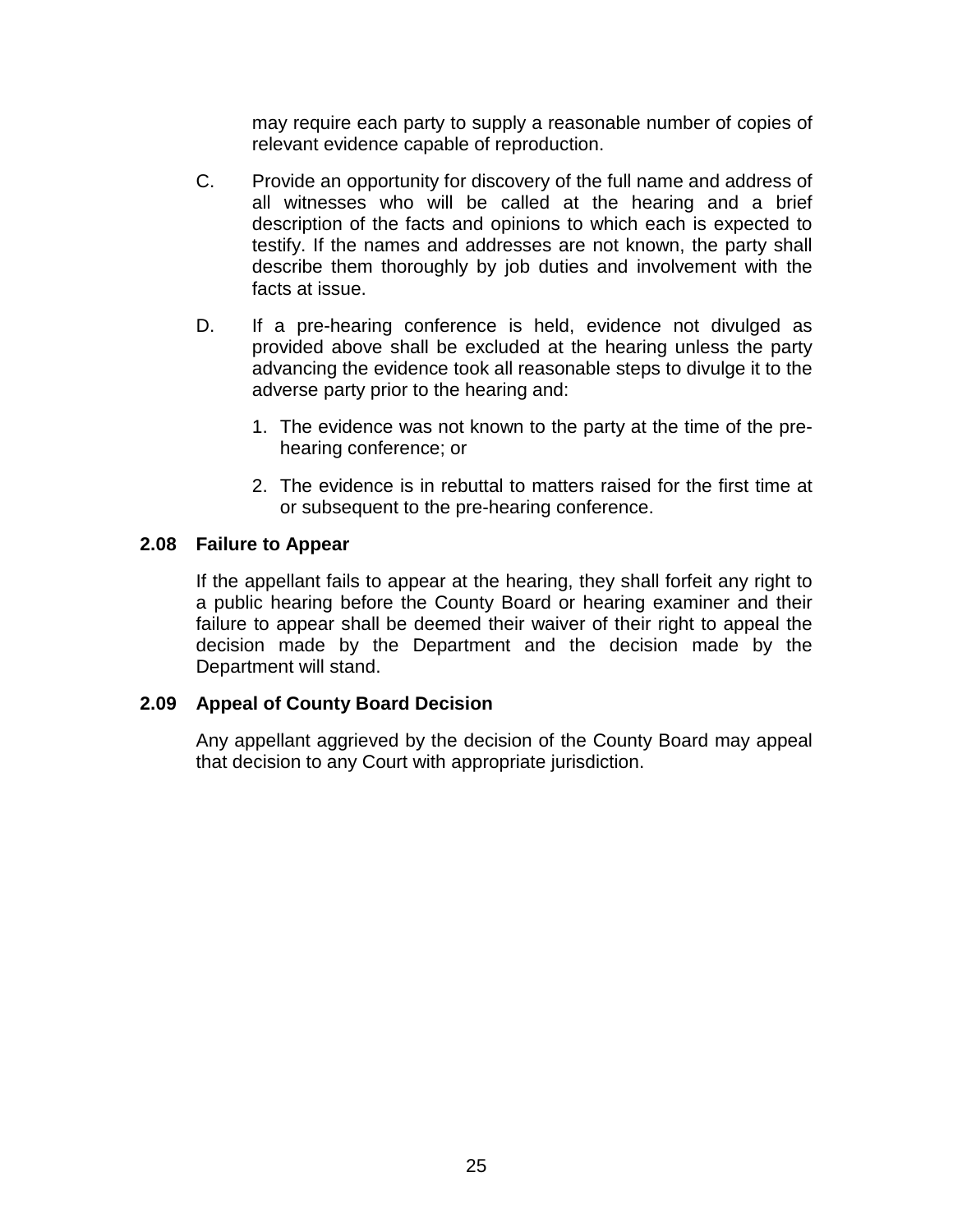may require each party to supply a reasonable number of copies of relevant evidence capable of reproduction.

C. Provide an opportunity for discovery of the full name and address of all witnesses who will be called at the hearing and a brief description of the facts and opinions to which each is expected to testify. If the names and addresses are not known, the party shall describe them thoroughly by job duties and involvement with the facts at issue.

D. If a pre-hearing conference is held, evidence not divulged as provided above shall be excluded at the hearing unless the party advancing the evidence took all reasonable steps to divulge it to the adverse party prior to the hearing and:

1. The evidence was not known to the party at the time of the pre-hearing conference; or
2. The evidence is in rebuttal to matters raised for the first time at or subsequent to the pre-hearing conference.

### 2.08 Failure to Appear

If the appellant fails to appear at the hearing, they shall forfeit any right to a public hearing before the County Board or hearing examiner and their failure to appear shall be deemed their waiver of their right to appeal the decision made by the Department and the decision made by the Department will stand.

### 2.09 Appeal of County Board Decision

Any appellant aggrieved by the decision of the County Board may appeal that decision to any Court with appropriate jurisdiction.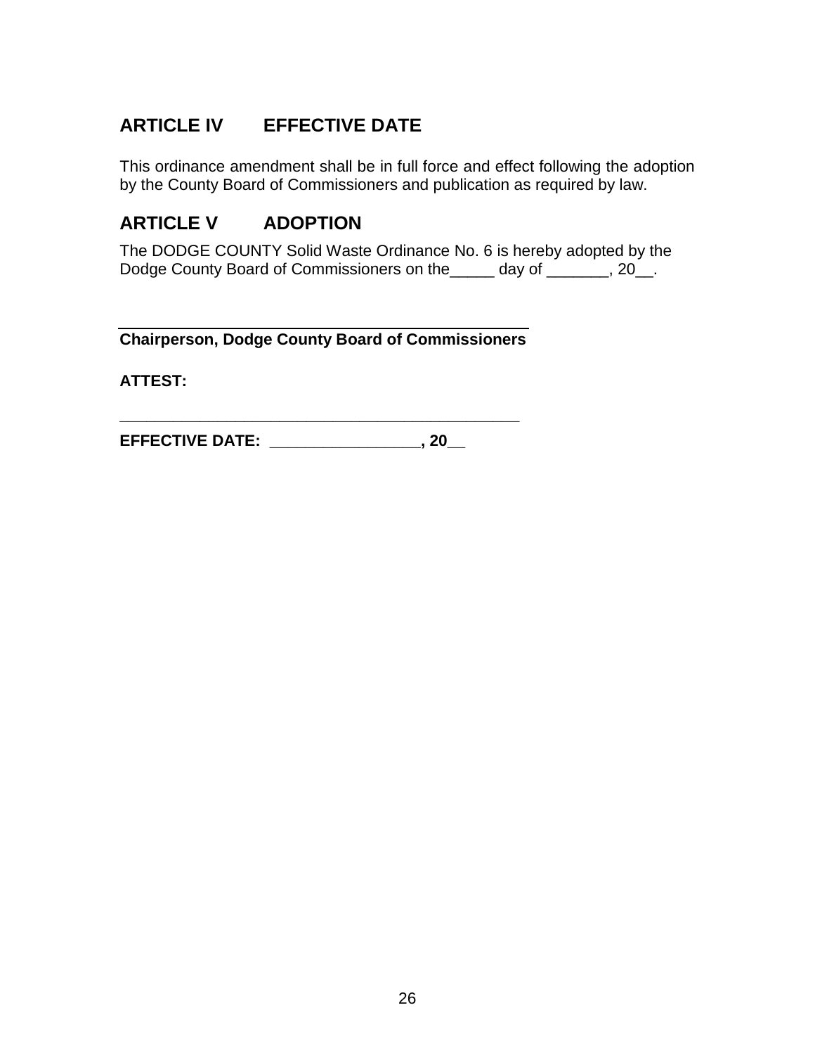## ARTICLE IV EFFECTIVE DATE

This ordinance amendment shall be in full force and effect following the adoption by the County Board of Commissioners and publication as required by law.

## ARTICLE V ADOPTION

The DODGE COUNTY Solid Waste Ordinance No. 6 is hereby adopted by the Dodge County Board of Commissioners on the_____ day of _______, 20__.

______________________________________________

**Chairperson, Dodge County Board of Commissioners**

**ATTEST:**

______________________________________________

**EFFECTIVE DATE: _________________, 20__**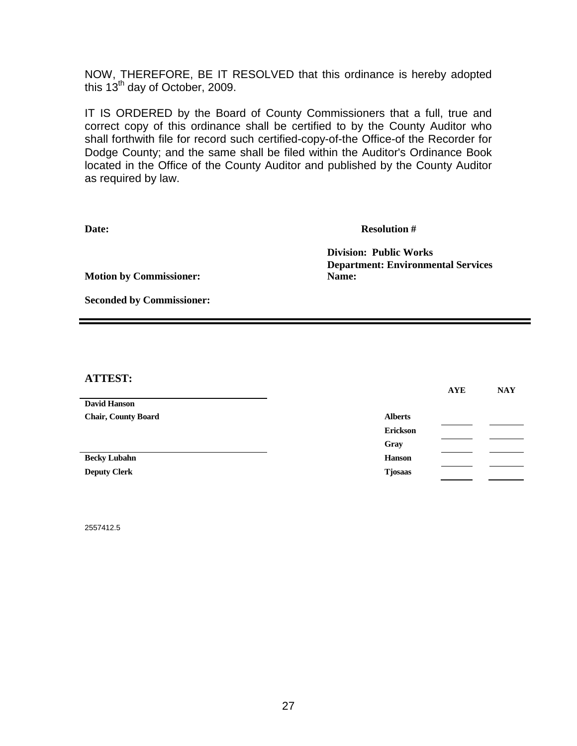NOW, THEREFORE, BE IT RESOLVED that this ordinance is hereby adopted this 13th day of October, 2009.

IT IS ORDERED by the Board of County Commissioners that a full, true and correct copy of this ordinance shall be certified to by the County Auditor who shall forthwith file for record such certified-copy-of-the Office-of the Recorder for Dodge County; and the same shall be filed within the Auditor's Ordinance Book located in the Office of the County Auditor and published by the County Auditor as required by law.

**Date:**

**Resolution #**

**Division: Public Works**
**Department: Environmental Services**
**Name:**

**Motion by Commissioner:**

**Seconded by Commissioner:**

---

**ATTEST:**

**David Hanson**
**Chair, County Board**

**Becky Lubahn**
**Deputy Clerk**

| | AYE | NAY |
|---|---|---|
| **Alberts** | | |
| **Erickson** | | |
| **Gray** | | |
| **Hanson** | | |
| **Tjosaas** | | |

2557412.5